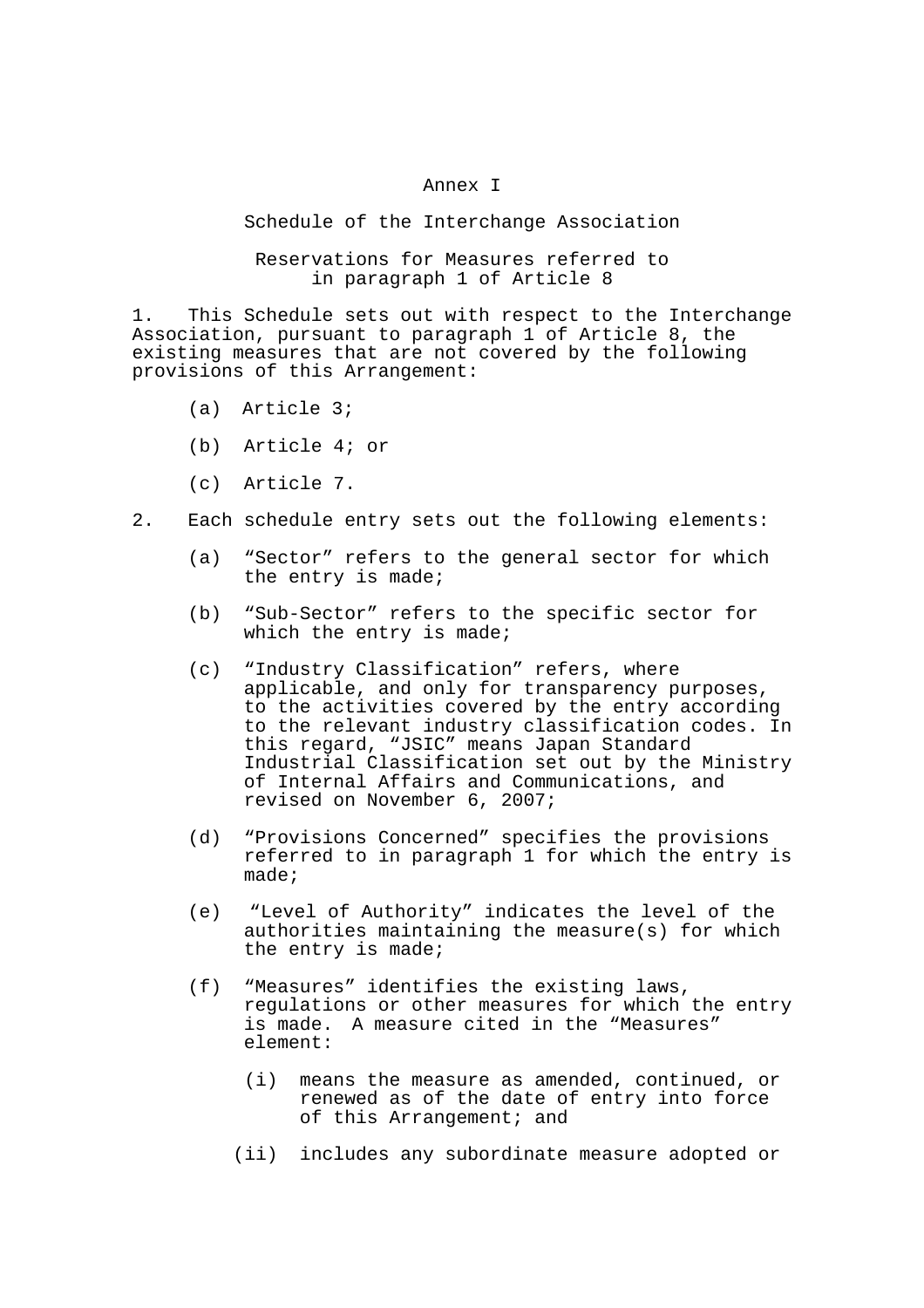# Annex I

## Schedule of the Interchange Association

### Reservations for Measures referred to in paragraph 1 of Article 8

1. This Schedule sets out with respect to the Interchange Association, pursuant to paragraph 1 of Article 8, the existing measures that are not covered by the following provisions of this Arrangement:

   (a) Article 3;

   (b) Article 4; or

   (c) Article 7.

2. Each schedule entry sets out the following elements:

   (a) "Sector" refers to the general sector for which the entry is made;

   (b) "Sub-Sector" refers to the specific sector for which the entry is made;

   (c) "Industry Classification" refers, where applicable, and only for transparency purposes, to the activities covered by the entry according to the relevant industry classification codes. In this regard, "JSIC" means Japan Standard Industrial Classification set out by the Ministry of Internal Affairs and Communications, and revised on November 6, 2007;

   (d) "Provisions Concerned" specifies the provisions referred to in paragraph 1 for which the entry is made;

   (e) "Level of Authority" indicates the level of the authorities maintaining the measure(s) for which the entry is made;

   (f) "Measures" identifies the existing laws, regulations or other measures for which the entry is made. A measure cited in the "Measures" element:

      (i) means the measure as amended, continued, or renewed as of the date of entry into force of this Arrangement; and

      (ii) includes any subordinate measure adopted or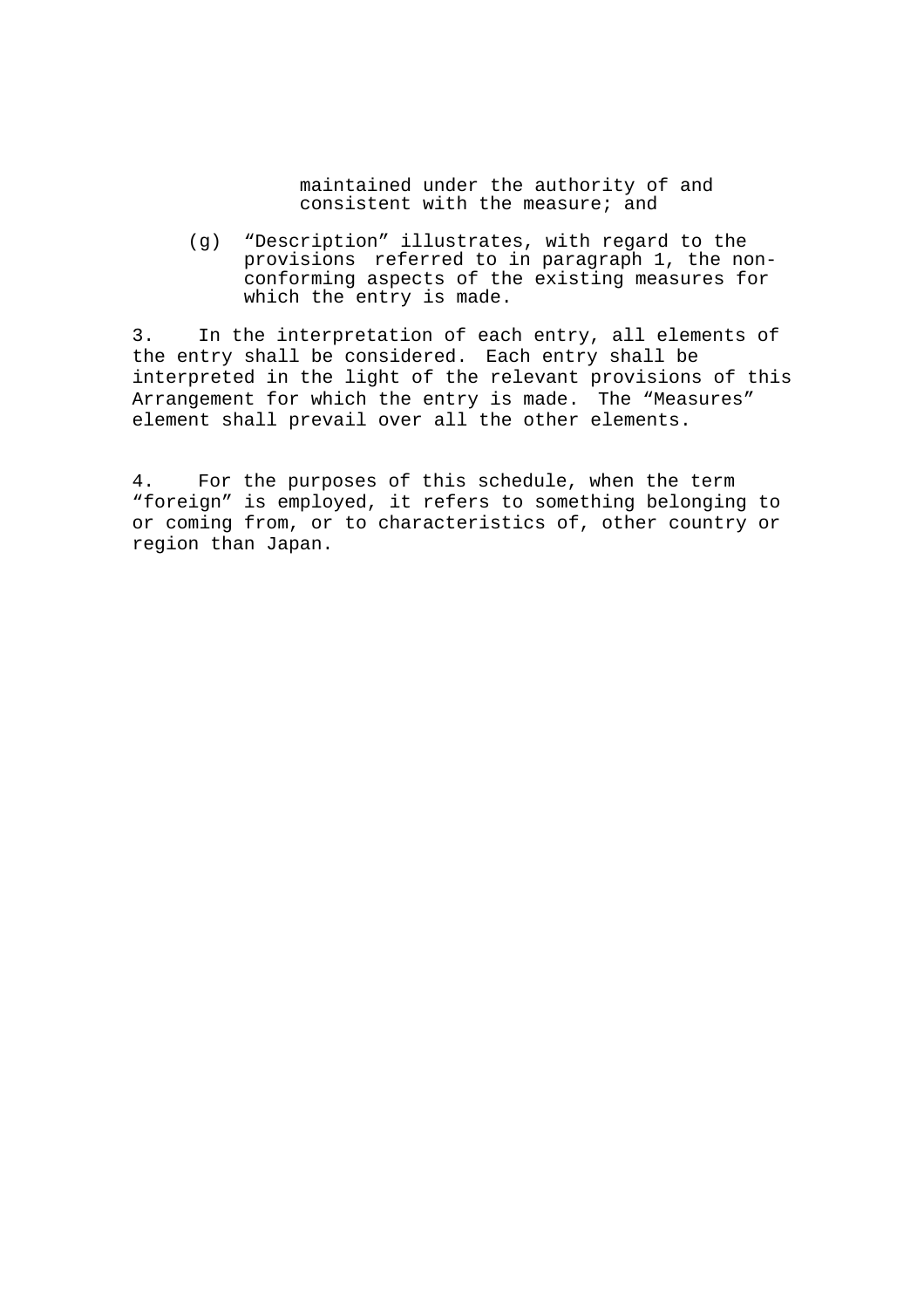maintained under the authority of and consistent with the measure; and

(g) “Description” illustrates, with regard to the provisions referred to in paragraph 1, the non-conforming aspects of the existing measures for which the entry is made.

3. In the interpretation of each entry, all elements of the entry shall be considered. Each entry shall be interpreted in the light of the relevant provisions of this Arrangement for which the entry is made. The “Measures” element shall prevail over all the other elements.

4. For the purposes of this schedule, when the term “foreign” is employed, it refers to something belonging to or coming from, or to characteristics of, other country or region than Japan.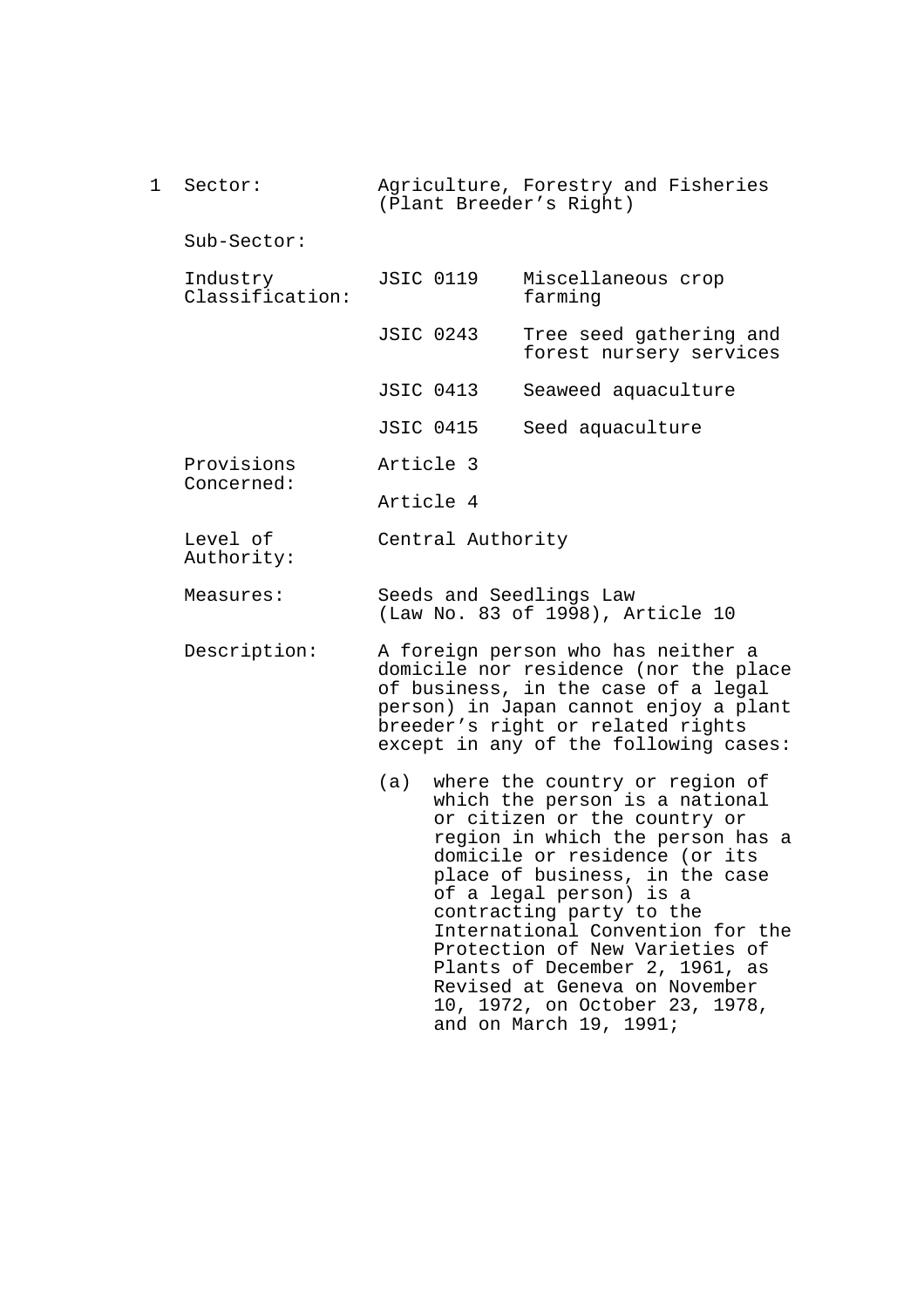| 1 | Sector: | Agriculture, Forestry and Fisheries (Plant Breeder's Right) | |
|---|---|---|---|
| | Sub-Sector: | | |
| | Industry Classification: | JSIC 0119 | Miscellaneous crop farming |
| | | JSIC 0243 | Tree seed gathering and forest nursery services |
| | | JSIC 0413 | Seaweed aquaculture |
| | | JSIC 0415 | Seed aquaculture |
| | Provisions Concerned: | Article 3 | |
| | | Article 4 | |
| | Level of Authority: | Central Authority | |
| | Measures: | Seeds and Seedlings Law (Law No. 83 of 1998), Article 10 | |
| | Description: | A foreign person who has neither a domicile nor residence (nor the place of business, in the case of a legal person) in Japan cannot enjoy a plant breeder's right or related rights except in any of the following cases: | |

(a) where the country or region of which the person is a national or citizen or the country or region in which the person has a domicile or residence (or its place of business, in the case of a legal person) is a contracting party to the International Convention for the Protection of New Varieties of Plants of December 2, 1961, as Revised at Geneva on November 10, 1972, on October 23, 1978, and on March 19, 1991;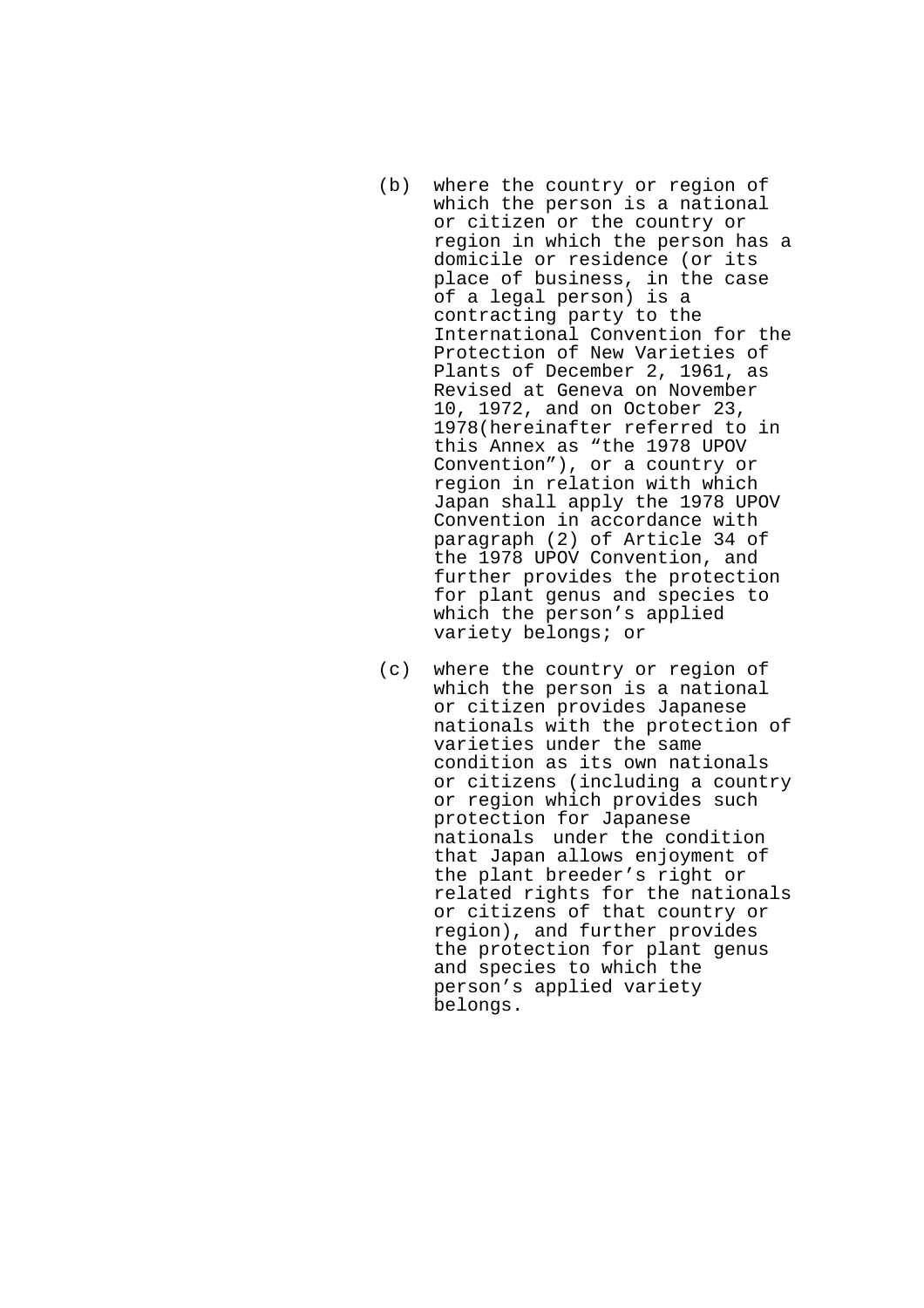(b) where the country or region of which the person is a national or citizen or the country or region in which the person has a domicile or residence (or its place of business, in the case of a legal person) is a contracting party to the International Convention for the Protection of New Varieties of Plants of December 2, 1961, as Revised at Geneva on November 10, 1972, and on October 23, 1978(hereinafter referred to in this Annex as “the 1978 UPOV Convention”), or a country or region in relation with which Japan shall apply the 1978 UPOV Convention in accordance with paragraph (2) of Article 34 of the 1978 UPOV Convention, and further provides the protection for plant genus and species to which the person’s applied variety belongs; or

(c) where the country or region of which the person is a national or citizen provides Japanese nationals with the protection of varieties under the same condition as its own nationals or citizens (including a country or region which provides such protection for Japanese nationals under the condition that Japan allows enjoyment of the plant breeder’s right or related rights for the nationals or citizens of that country or region), and further provides the protection for plant genus and species to which the person’s applied variety belongs.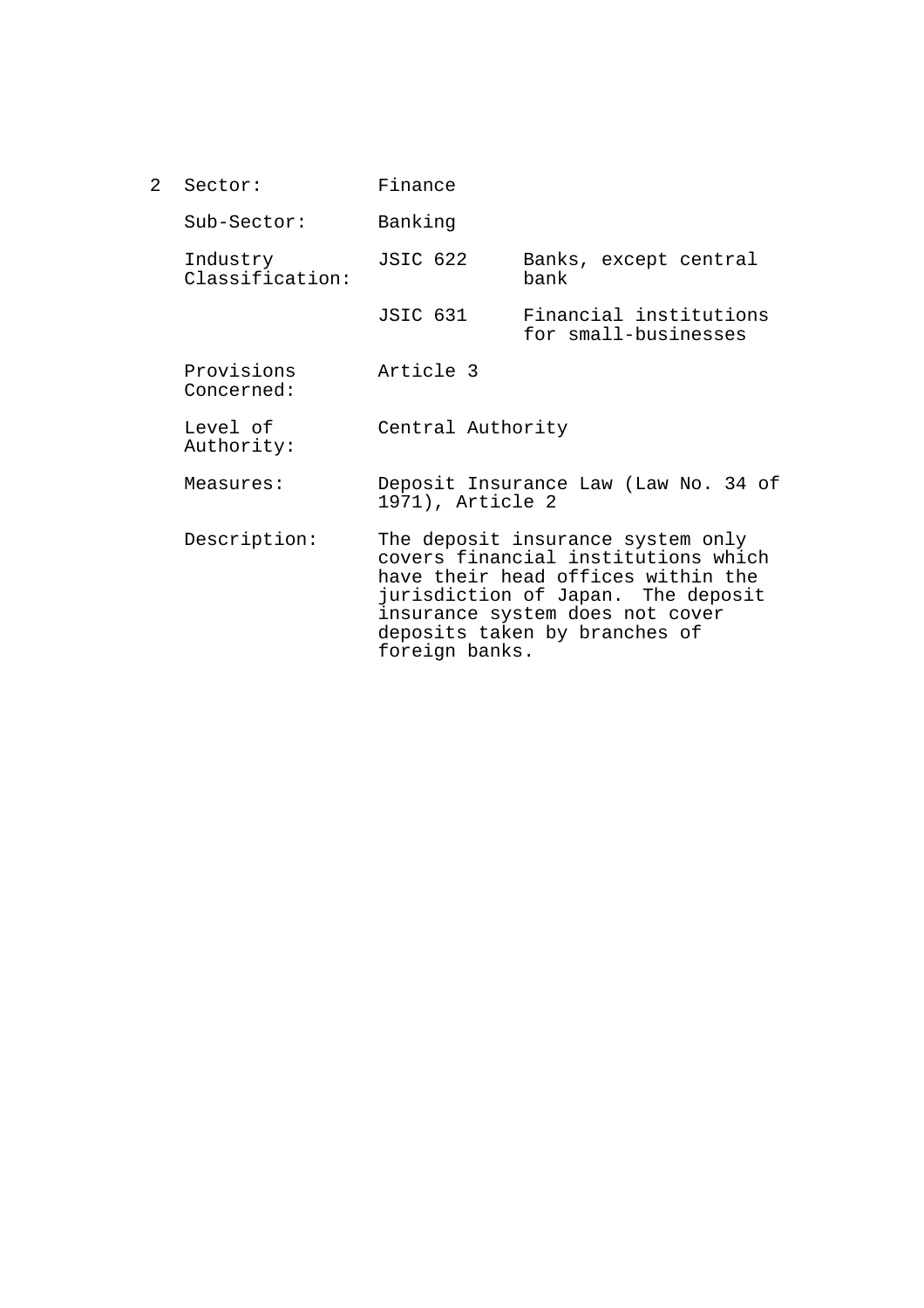2 Sector: Finance

| | | |
|---|---|---|
| Sub-Sector: | Banking | |
| Industry Classification: | JSIC 622 | Banks, except central bank |
| | JSIC 631 | Financial institutions for small-businesses |
| Provisions Concerned: | Article 3 | |
| Level of Authority: | Central Authority | |
| Measures: | Deposit Insurance Law (Law No. 34 of 1971), Article 2 | |
| Description: | The deposit insurance system only covers financial institutions which have their head offices within the jurisdiction of Japan. The deposit insurance system does not cover deposits taken by branches of foreign banks. | |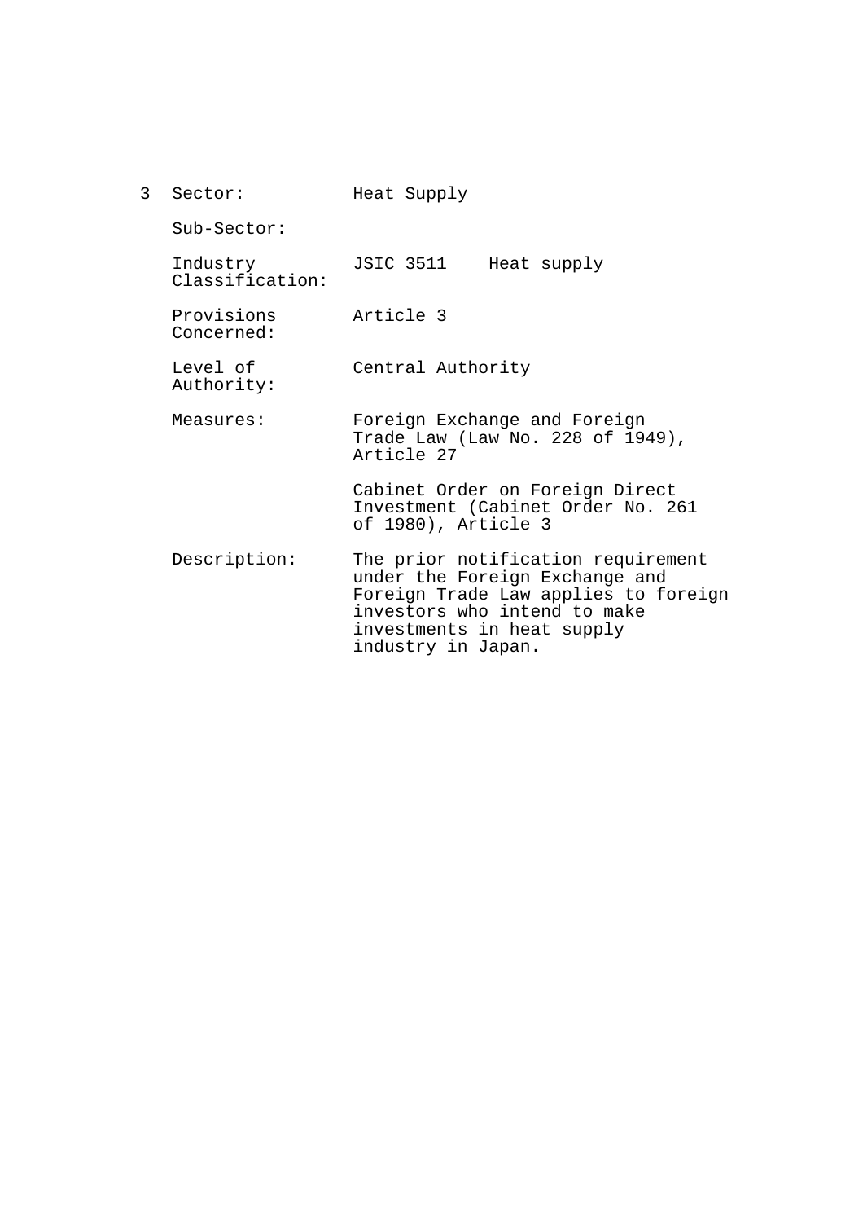3 Sector: Heat Supply

Sub-Sector:

Industry Classification: JSIC 3511 Heat supply

Provisions Concerned: Article 3

Level of Authority: Central Authority

Measures: Foreign Exchange and Foreign Trade Law (Law No. 228 of 1949), Article 27

Cabinet Order on Foreign Direct Investment (Cabinet Order No. 261 of 1980), Article 3

Description: The prior notification requirement under the Foreign Exchange and Foreign Trade Law applies to foreign investors who intend to make investments in heat supply industry in Japan.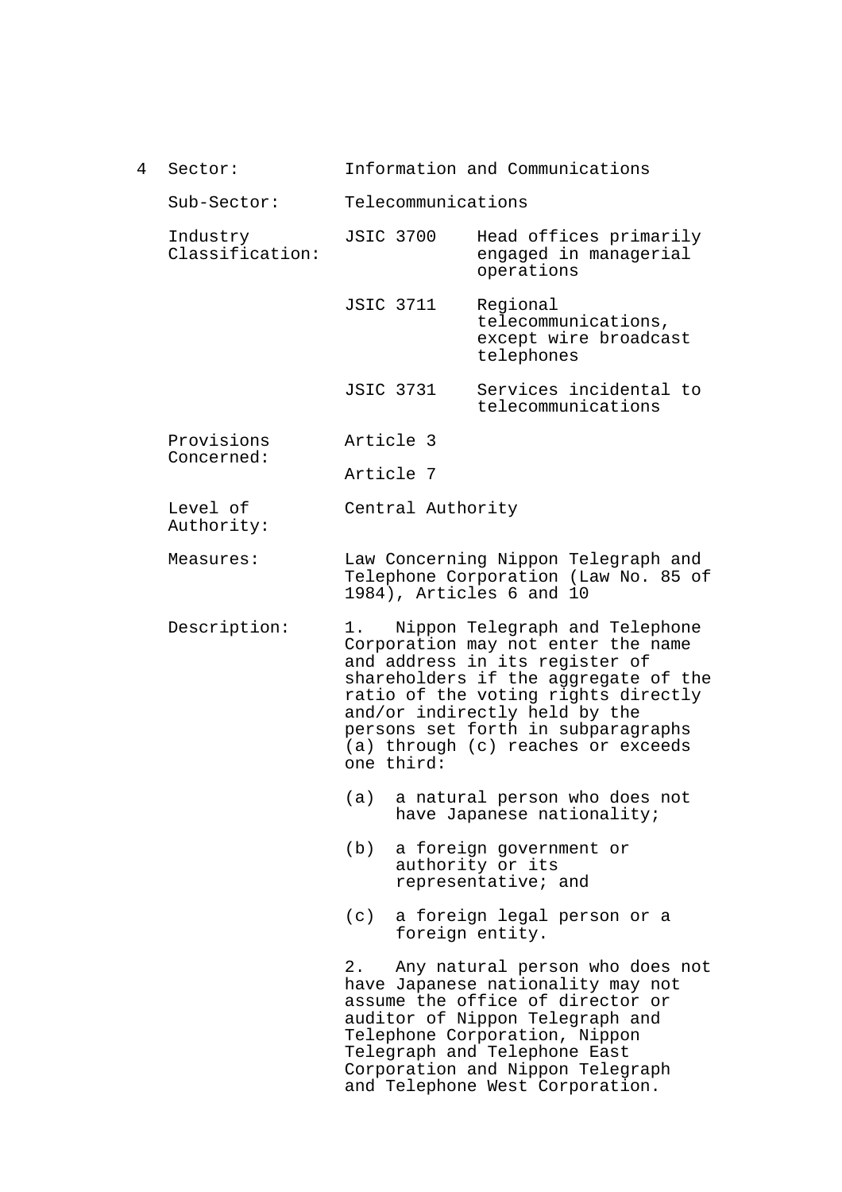4 Sector: Information and Communications

Sub-Sector: Telecommunications

Industry Classification:

| | |
|---|---|
| JSIC 3700 | Head offices primarily engaged in managerial operations |
| JSIC 3711 | Regional telecommunications, except wire broadcast telephones |
| JSIC 3731 | Services incidental to telecommunications |

Provisions Concerned: Article 3

Article 7

Level of Authority: Central Authority

Measures: Law Concerning Nippon Telegraph and Telephone Corporation (Law No. 85 of 1984), Articles 6 and 10

Description: 1. Nippon Telegraph and Telephone Corporation may not enter the name and address in its register of shareholders if the aggregate of the ratio of the voting rights directly and/or indirectly held by the persons set forth in subparagraphs (a) through (c) reaches or exceeds one third:

(a) a natural person who does not have Japanese nationality;

(b) a foreign government or authority or its representative; and

(c) a foreign legal person or a foreign entity.

2. Any natural person who does not have Japanese nationality may not assume the office of director or auditor of Nippon Telegraph and Telephone Corporation, Nippon Telegraph and Telephone East Corporation and Nippon Telegraph and Telephone West Corporation.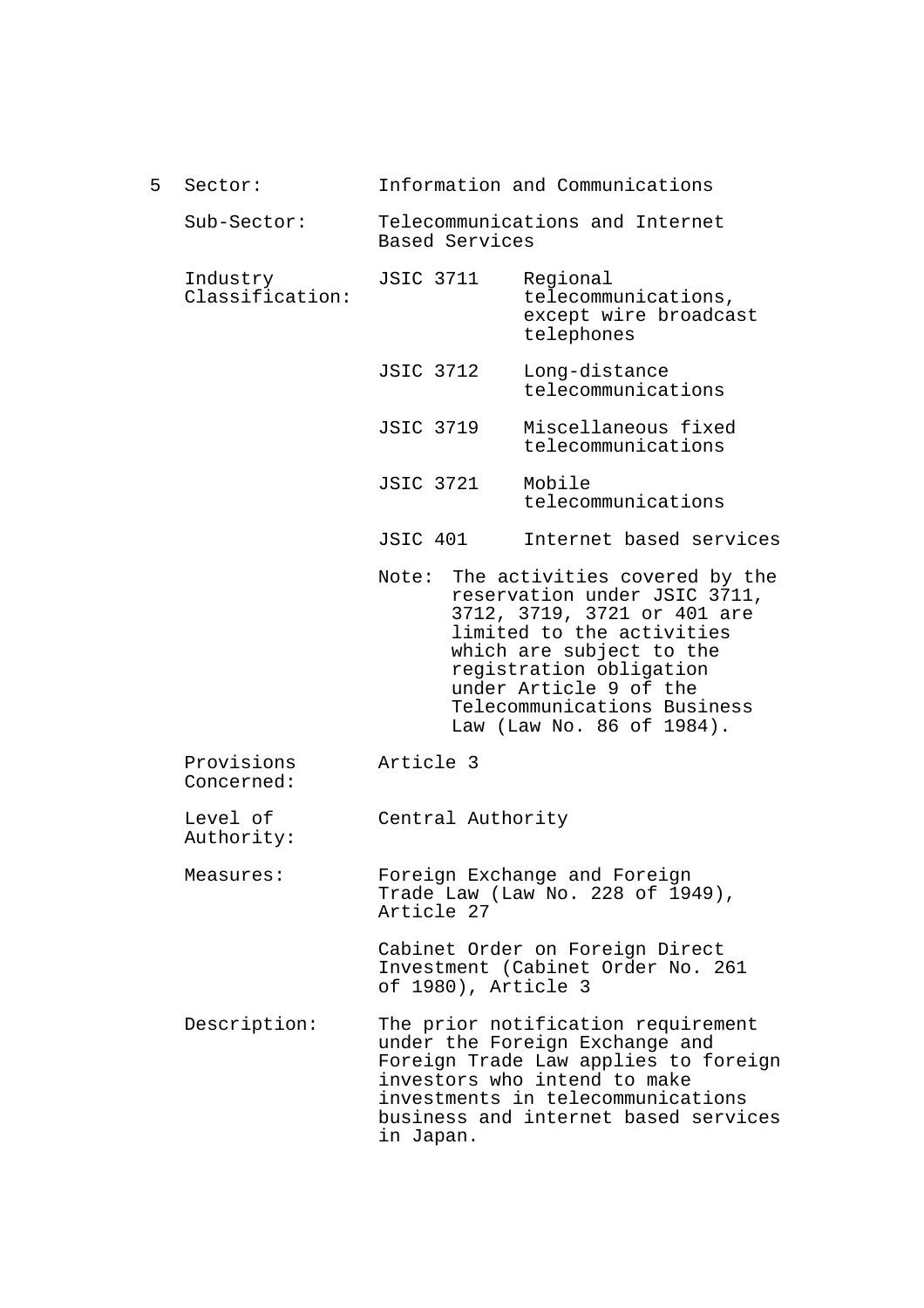5 Sector: Information and Communications

Sub-Sector: Telecommunications and Internet Based Services

Industry Classification:

| | |
|---|---|
| JSIC 3711 | Regional telecommunications, except wire broadcast telephones |
| JSIC 3712 | Long-distance telecommunications |
| JSIC 3719 | Miscellaneous fixed telecommunications |
| JSIC 3721 | Mobile telecommunications |
| JSIC 401 | Internet based services |

Note: The activities covered by the reservation under JSIC 3711, 3712, 3719, 3721 or 401 are limited to the activities which are subject to the registration obligation under Article 9 of the Telecommunications Business Law (Law No. 86 of 1984).

Provisions Concerned: Article 3

Level of Authority: Central Authority

Measures: Foreign Exchange and Foreign Trade Law (Law No. 228 of 1949), Article 27

Cabinet Order on Foreign Direct Investment (Cabinet Order No. 261 of 1980), Article 3

Description: The prior notification requirement under the Foreign Exchange and Foreign Trade Law applies to foreign investors who intend to make investments in telecommunications business and internet based services in Japan.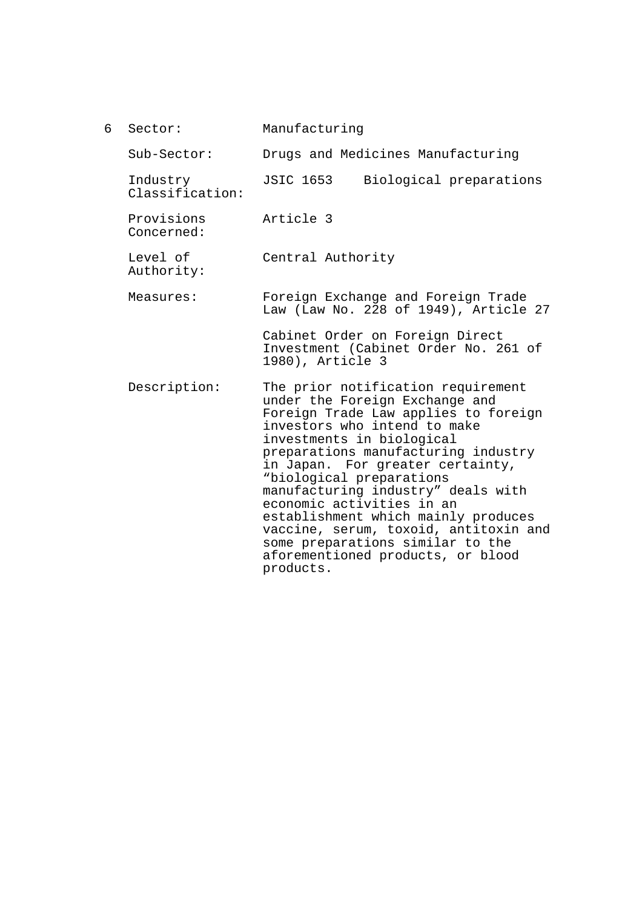| 6 | Sector: | Manufacturing |
|---|---|---|
| | Sub-Sector: | Drugs and Medicines Manufacturing |
| | Industry Classification: | JSIC 1653 Biological preparations |
| | Provisions Concerned: | Article 3 |
| | Level of Authority: | Central Authority |
| | Measures: | Foreign Exchange and Foreign Trade Law (Law No. 228 of 1949), Article 27<br><br>Cabinet Order on Foreign Direct Investment (Cabinet Order No. 261 of 1980), Article 3 |
| | Description: | The prior notification requirement under the Foreign Exchange and Foreign Trade Law applies to foreign investors who intend to make investments in biological preparations manufacturing industry in Japan. For greater certainty, “biological preparations manufacturing industry” deals with economic activities in an establishment which mainly produces vaccine, serum, toxoid, antitoxin and some preparations similar to the aforementioned products, or blood products. |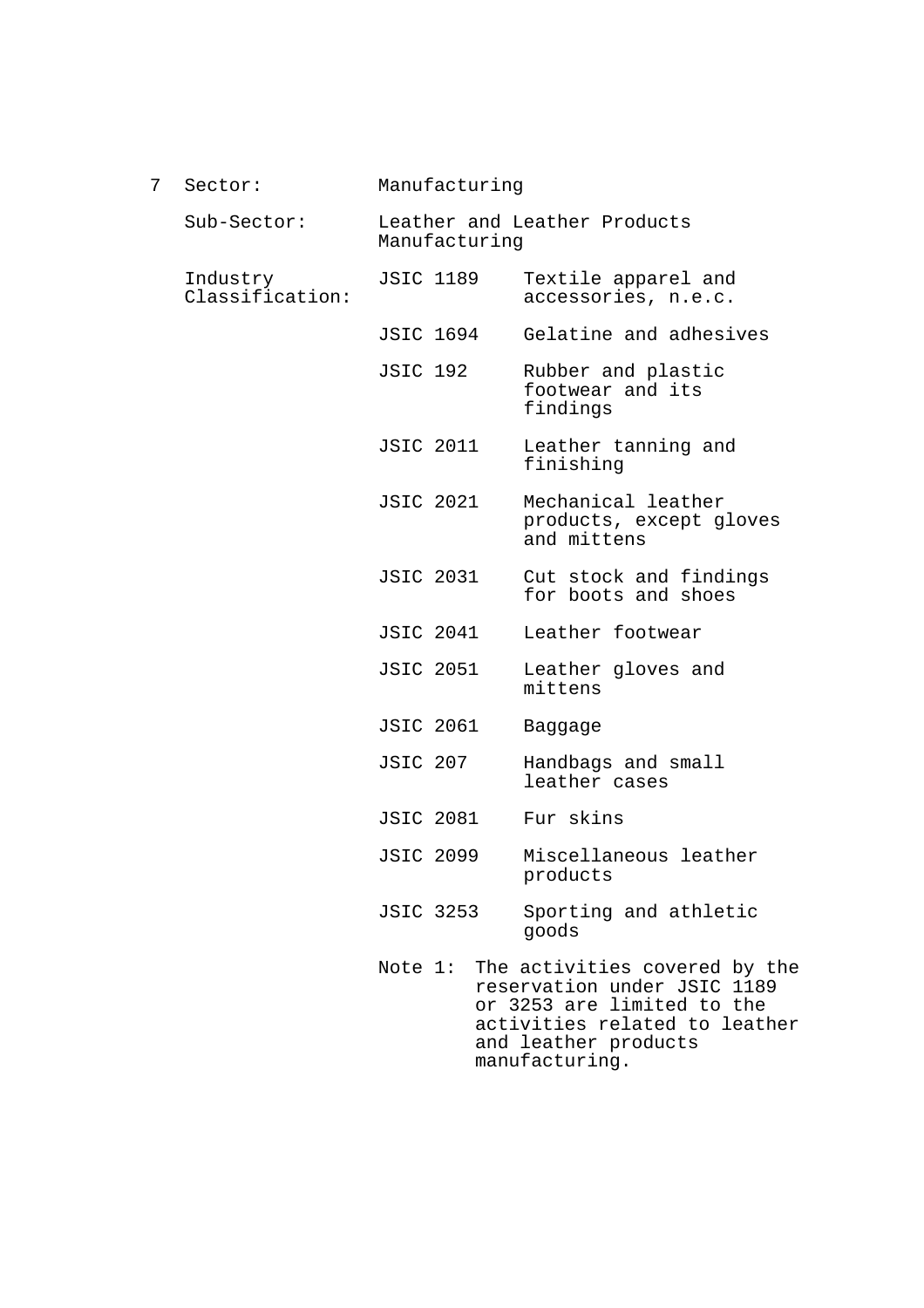7 Sector: Manufacturing

Sub-Sector: Leather and Leather Products Manufacturing

Industry Classification:

| | |
|---|---|
| JSIC 1189 | Textile apparel and accessories, n.e.c. |
| JSIC 1694 | Gelatine and adhesives |
| JSIC 192 | Rubber and plastic footwear and its findings |
| JSIC 2011 | Leather tanning and finishing |
| JSIC 2021 | Mechanical leather products, except gloves and mittens |
| JSIC 2031 | Cut stock and findings for boots and shoes |
| JSIC 2041 | Leather footwear |
| JSIC 2051 | Leather gloves and mittens |
| JSIC 2061 | Baggage |
| JSIC 207 | Handbags and small leather cases |
| JSIC 2081 | Fur skins |
| JSIC 2099 | Miscellaneous leather products |
| JSIC 3253 | Sporting and athletic goods |

Note 1: The activities covered by the reservation under JSIC 1189 or 3253 are limited to the activities related to leather and leather products manufacturing.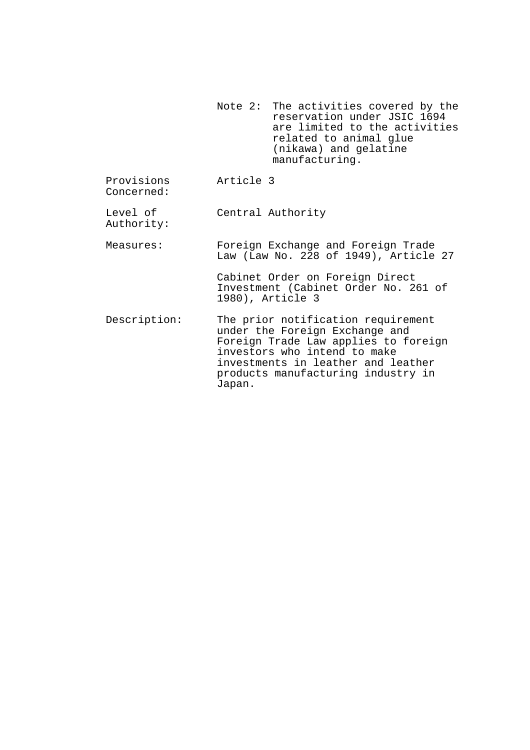Note 2: The activities covered by the reservation under JSIC 1694 are limited to the activities related to animal glue (nikawa) and gelatine manufacturing.

| | |
|---|---|
| Provisions Concerned: | Article 3 |
| Level of Authority: | Central Authority |
| Measures: | Foreign Exchange and Foreign Trade Law (Law No. 228 of 1949), Article 27<br><br>Cabinet Order on Foreign Direct Investment (Cabinet Order No. 261 of 1980), Article 3 |
| Description: | The prior notification requirement under the Foreign Exchange and Foreign Trade Law applies to foreign investors who intend to make investments in leather and leather products manufacturing industry in Japan. |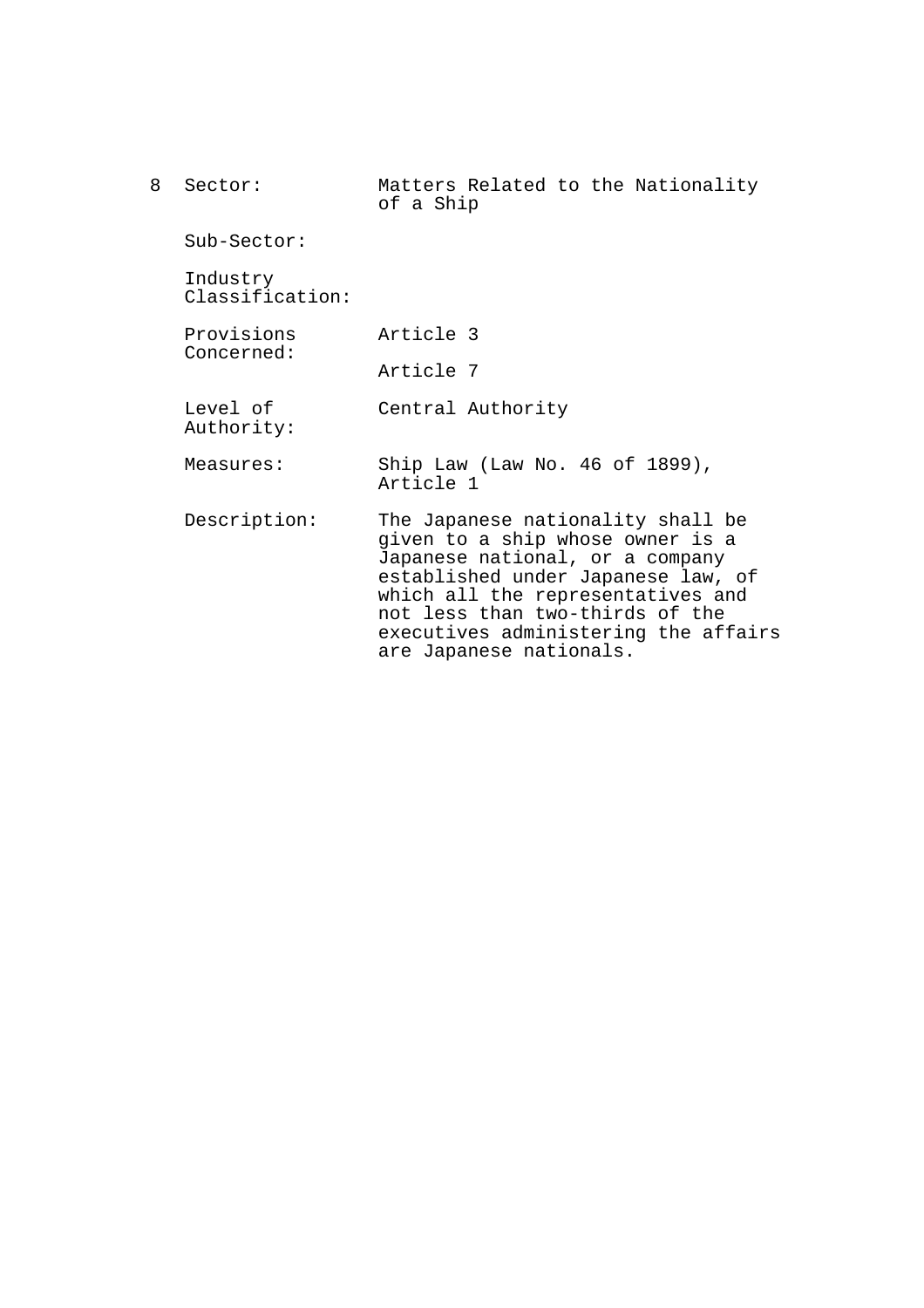8 Sector: Matters Related to the Nationality of a Ship

Sub-Sector:

Industry Classification:

Provisions Concerned: Article 3

Article 7

Level of Authority: Central Authority

Measures: Ship Law (Law No. 46 of 1899), Article 1

Description: The Japanese nationality shall be given to a ship whose owner is a Japanese national, or a company established under Japanese law, of which all the representatives and not less than two-thirds of the executives administering the affairs are Japanese nationals.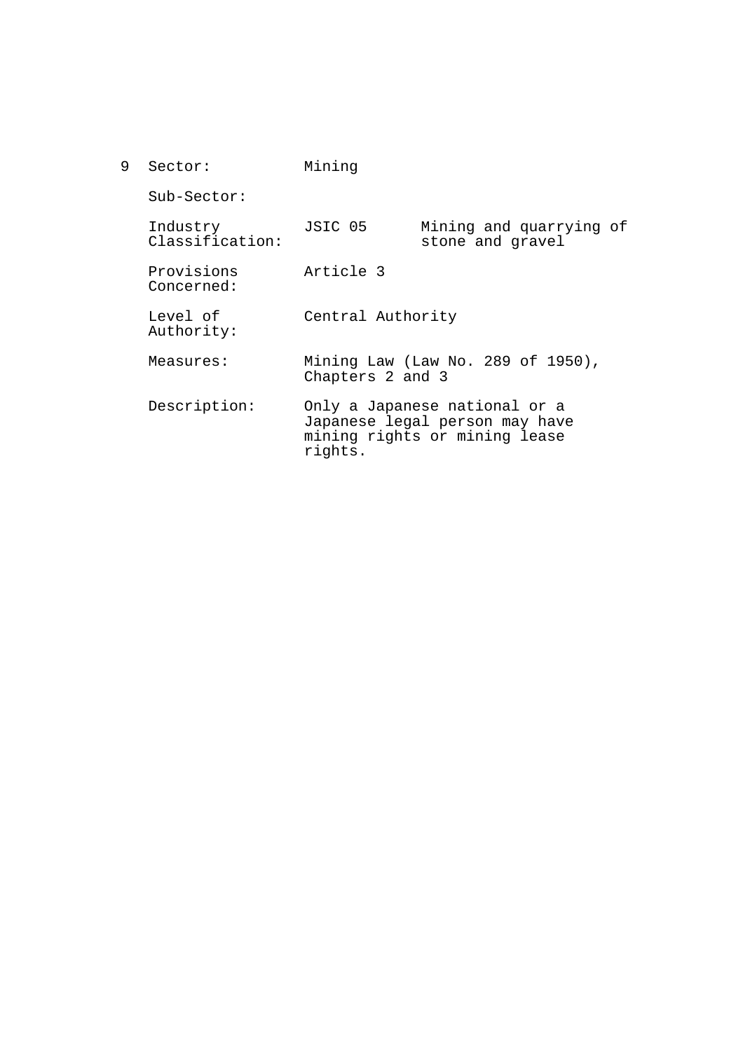| 9 | Sector: | Mining | |
|---|---|---|---|
| | Sub-Sector: | | |
| | Industry Classification: | JSIC 05 | Mining and quarrying of stone and gravel |
| | Provisions Concerned: | Article 3 | |
| | Level of Authority: | Central Authority | |
| | Measures: | Mining Law (Law No. 289 of 1950), Chapters 2 and 3 | |
| | Description: | Only a Japanese national or a Japanese legal person may have mining rights or mining lease rights. | |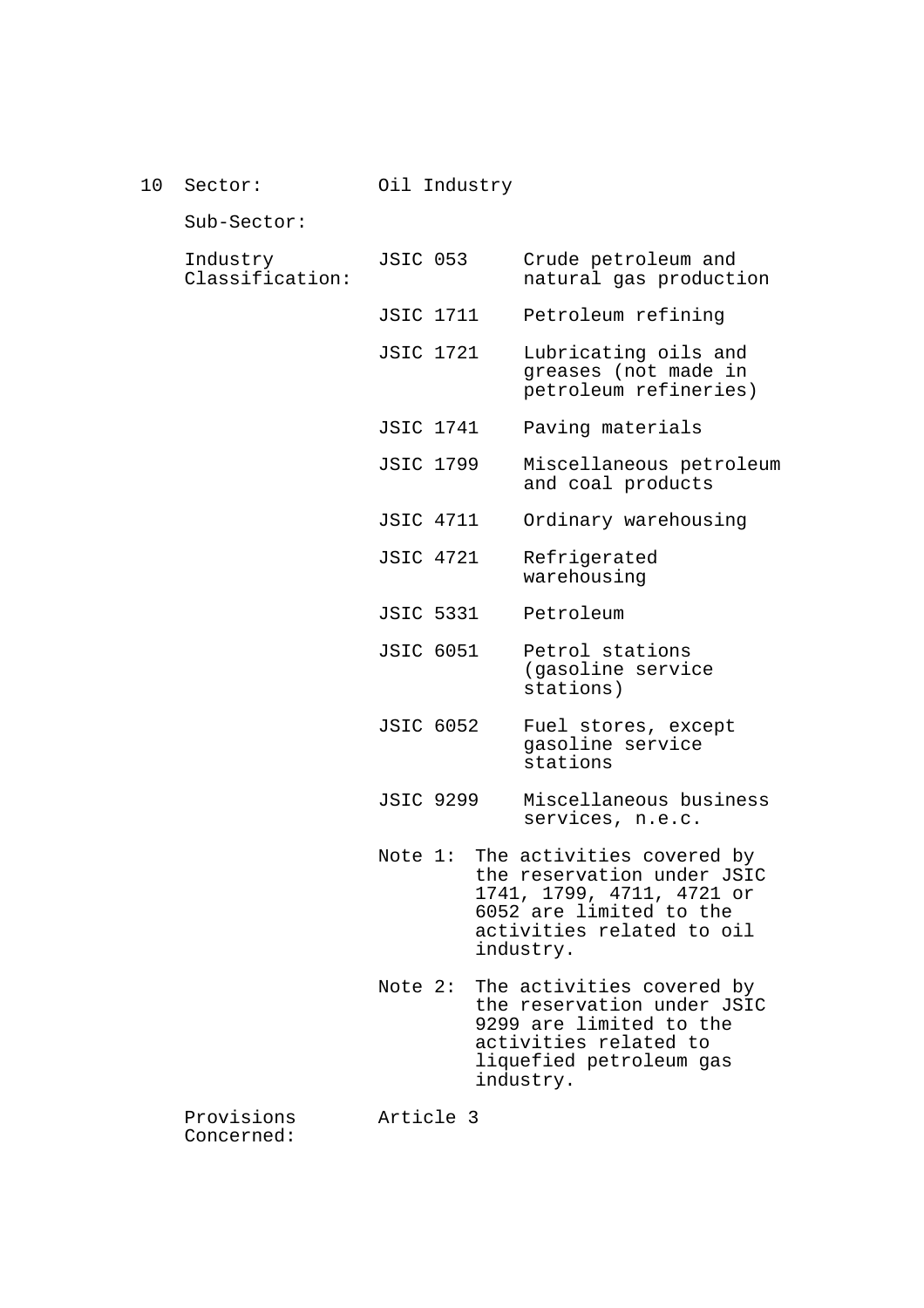10 Sector: Oil Industry

Sub-Sector:

| | | |
|---|---|---|
| Industry Classification: | JSIC 053 | Crude petroleum and natural gas production |
| | JSIC 1711 | Petroleum refining |
| | JSIC 1721 | Lubricating oils and greases (not made in petroleum refineries) |
| | JSIC 1741 | Paving materials |
| | JSIC 1799 | Miscellaneous petroleum and coal products |
| | JSIC 4711 | Ordinary warehousing |
| | JSIC 4721 | Refrigerated warehousing |
| | JSIC 5331 | Petroleum |
| | JSIC 6051 | Petrol stations (gasoline service stations) |
| | JSIC 6052 | Fuel stores, except gasoline service stations |
| | JSIC 9299 | Miscellaneous business services, n.e.c. |

Note 1: The activities covered by the reservation under JSIC 1741, 1799, 4711, 4721 or 6052 are limited to the activities related to oil industry.

Note 2: The activities covered by the reservation under JSIC 9299 are limited to the activities related to liquefied petroleum gas industry.

Provisions Concerned: Article 3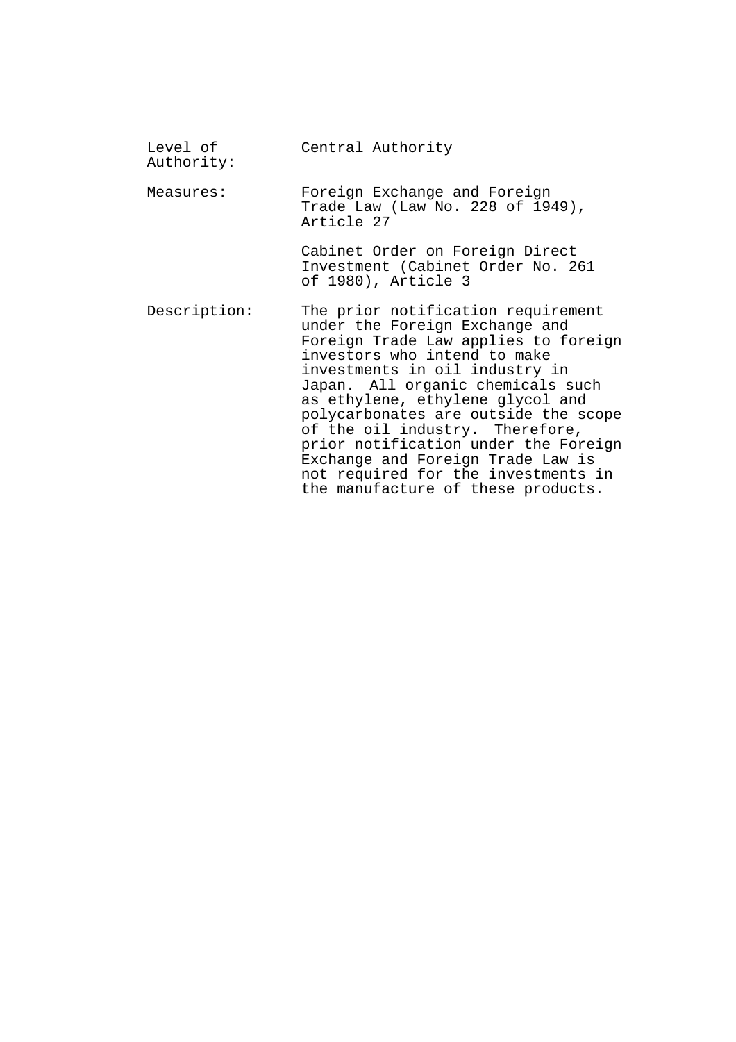| | |
|---|---|
| Level of Authority: | Central Authority |
| Measures: | Foreign Exchange and Foreign Trade Law (Law No. 228 of 1949), Article 27<br><br>Cabinet Order on Foreign Direct Investment (Cabinet Order No. 261 of 1980), Article 3 |
| Description: | The prior notification requirement under the Foreign Exchange and Foreign Trade Law applies to foreign investors who intend to make investments in oil industry in Japan. All organic chemicals such as ethylene, ethylene glycol and polycarbonates are outside the scope of the oil industry. Therefore, prior notification under the Foreign Exchange and Foreign Trade Law is not required for the investments in the manufacture of these products. |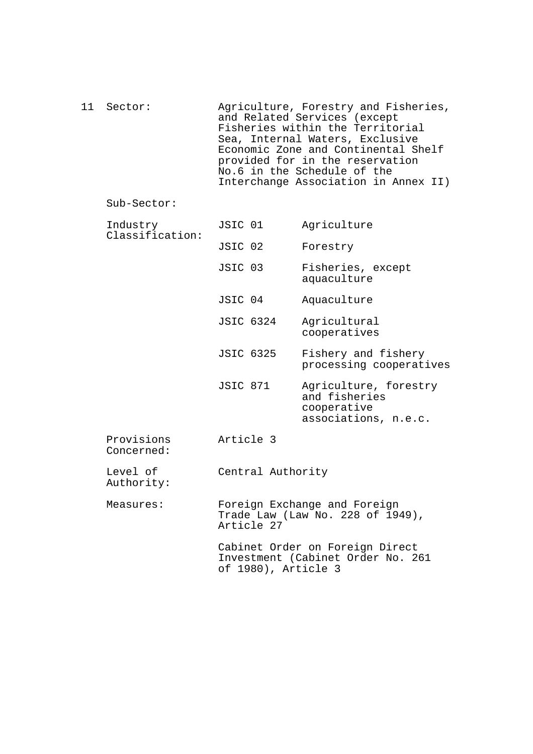11 Sector: Agriculture, Forestry and Fisheries, and Related Services (except Fisheries within the Territorial Sea, Internal Waters, Exclusive Economic Zone and Continental Shelf provided for in the reservation No.6 in the Schedule of the Interchange Association in Annex II)

Sub-Sector:

Industry Classification:

| | |
|---|---|
| JSIC 01 | Agriculture |
| JSIC 02 | Forestry |
| JSIC 03 | Fisheries, except aquaculture |
| JSIC 04 | Aquaculture |
| JSIC 6324 | Agricultural cooperatives |
| JSIC 6325 | Fishery and fishery processing cooperatives |
| JSIC 871 | Agriculture, forestry and fisheries cooperative associations, n.e.c. |

Provisions Concerned: Article 3

Level of Authority: Central Authority

Measures: Foreign Exchange and Foreign Trade Law (Law No. 228 of 1949), Article 27

Cabinet Order on Foreign Direct Investment (Cabinet Order No. 261 of 1980), Article 3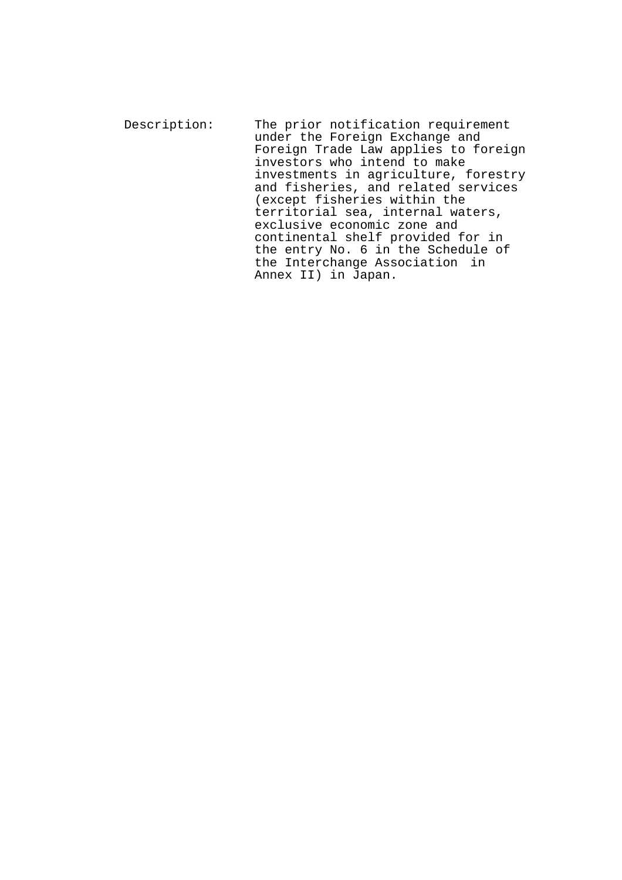Description: The prior notification requirement under the Foreign Exchange and Foreign Trade Law applies to foreign investors who intend to make investments in agriculture, forestry and fisheries, and related services (except fisheries within the territorial sea, internal waters, exclusive economic zone and continental shelf provided for in the entry No. 6 in the Schedule of the Interchange Association in Annex II) in Japan.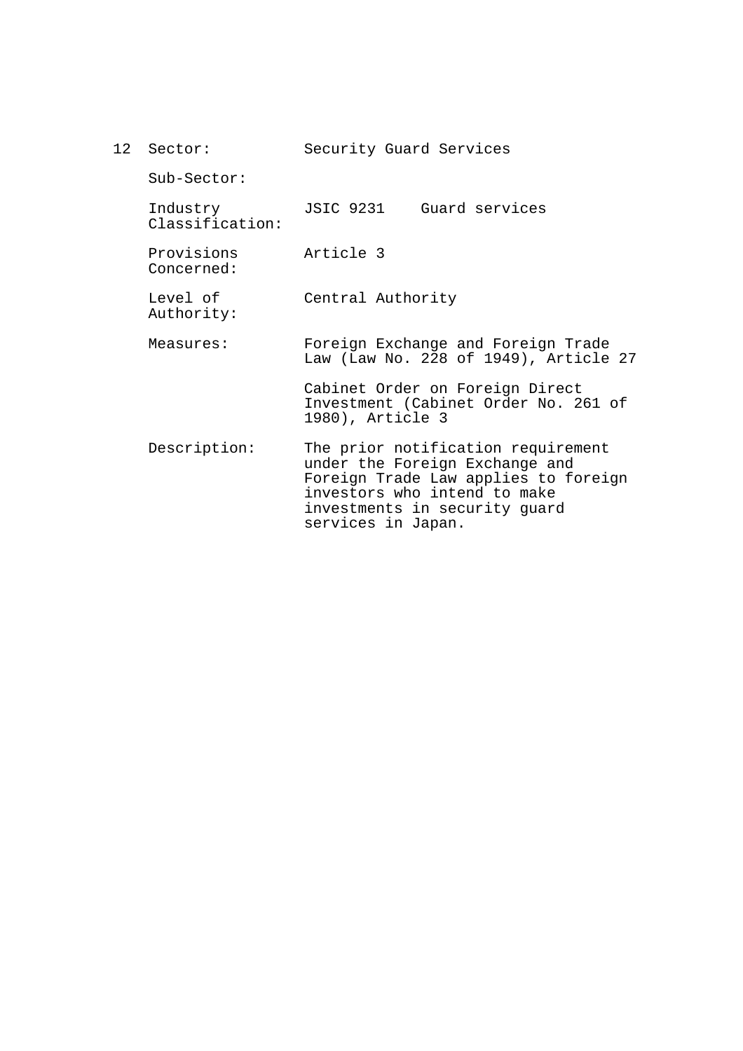12 Sector: Security Guard Services

| | |
|---|---|
| Sector: | Security Guard Services |
| Sub-Sector: | |
| Industry Classification: | JSIC 9231 Guard services |
| Provisions Concerned: | Article 3 |
| Level of Authority: | Central Authority |
| Measures: | Foreign Exchange and Foreign Trade Law (Law No. 228 of 1949), Article 27<br><br>Cabinet Order on Foreign Direct Investment (Cabinet Order No. 261 of 1980), Article 3 |
| Description: | The prior notification requirement under the Foreign Exchange and Foreign Trade Law applies to foreign investors who intend to make investments in security guard services in Japan. |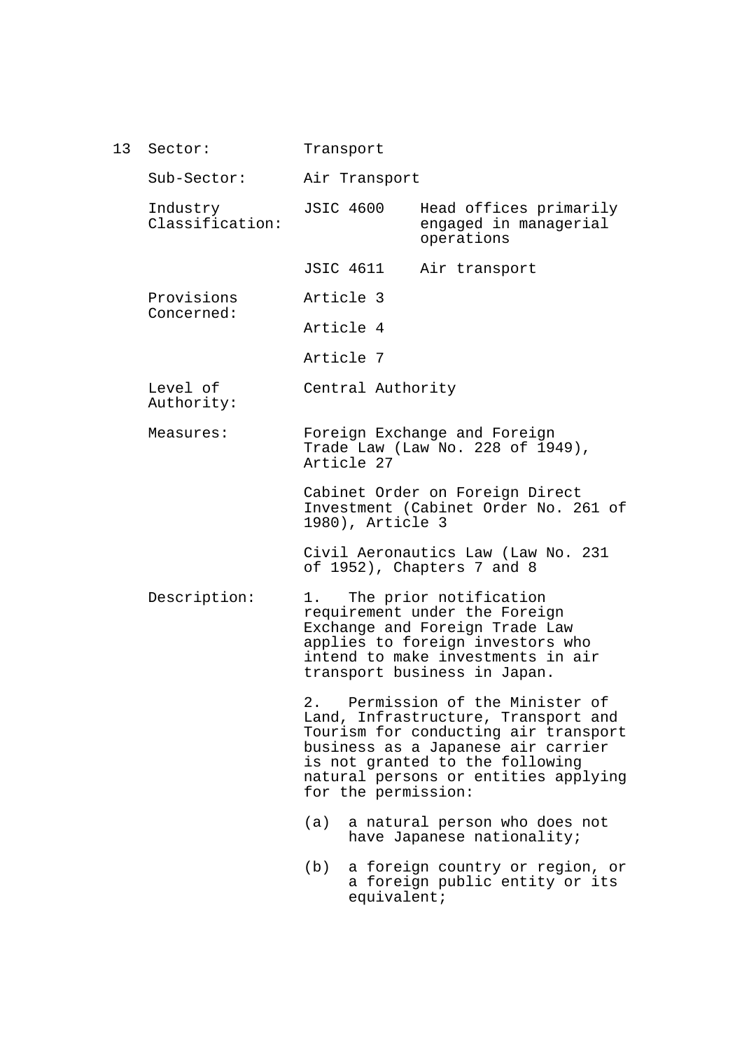| 13 | Sector: | Transport | |
|---|---|---|---|
| | Sub-Sector: | Air Transport | |
| | Industry Classification: | JSIC 4600 | Head offices primarily engaged in managerial operations |
| | | JSIC 4611 | Air transport |
| | Provisions Concerned: | Article 3 | |
| | | Article 4 | |
| | | Article 7 | |
| | Level of Authority: | Central Authority | |
| | Measures: | Foreign Exchange and Foreign Trade Law (Law No. 228 of 1949), Article 27 | |
| | | Cabinet Order on Foreign Direct Investment (Cabinet Order No. 261 of 1980), Article 3 | |
| | | Civil Aeronautics Law (Law No. 231 of 1952), Chapters 7 and 8 | |
| | Description: | 1. The prior notification requirement under the Foreign Exchange and Foreign Trade Law applies to foreign investors who intend to make investments in air transport business in Japan. | |
| | | 2. Permission of the Minister of Land, Infrastructure, Transport and Tourism for conducting air transport business as a Japanese air carrier is not granted to the following natural persons or entities applying for the permission: | |
| | | (a) a natural person who does not have Japanese nationality; | |
| | | (b) a foreign country or region, or a foreign public entity or its equivalent; | |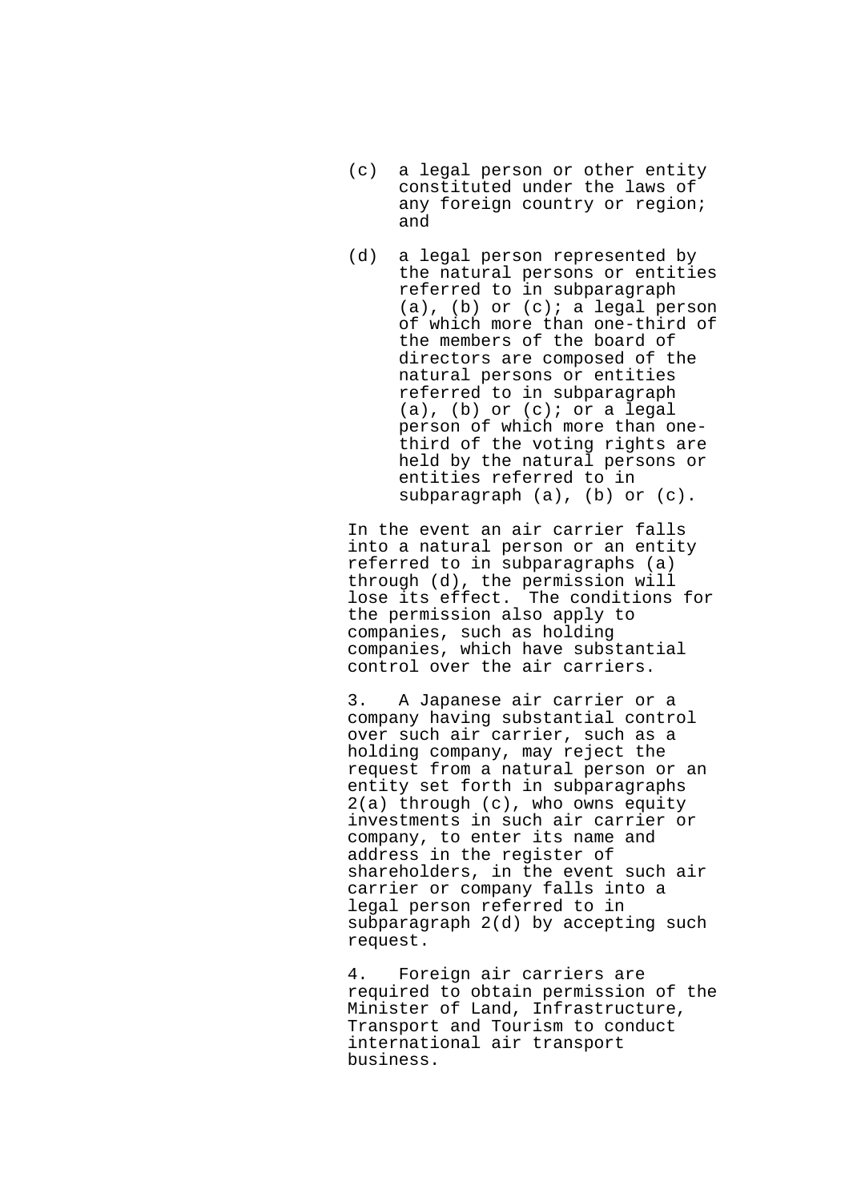(c) a legal person or other entity constituted under the laws of any foreign country or region; and

(d) a legal person represented by the natural persons or entities referred to in subparagraph (a), (b) or (c); a legal person of which more than one-third of the members of the board of directors are composed of the natural persons or entities referred to in subparagraph (a), (b) or (c); or a legal person of which more than one-third of the voting rights are held by the natural persons or entities referred to in subparagraph (a), (b) or (c).

In the event an air carrier falls into a natural person or an entity referred to in subparagraphs (a) through (d), the permission will lose its effect. The conditions for the permission also apply to companies, such as holding companies, which have substantial control over the air carriers.

3. A Japanese air carrier or a company having substantial control over such air carrier, such as a holding company, may reject the request from a natural person or an entity set forth in subparagraphs 2(a) through (c), who owns equity investments in such air carrier or company, to enter its name and address in the register of shareholders, in the event such air carrier or company falls into a legal person referred to in subparagraph 2(d) by accepting such request.

4. Foreign air carriers are required to obtain permission of the Minister of Land, Infrastructure, Transport and Tourism to conduct international air transport business.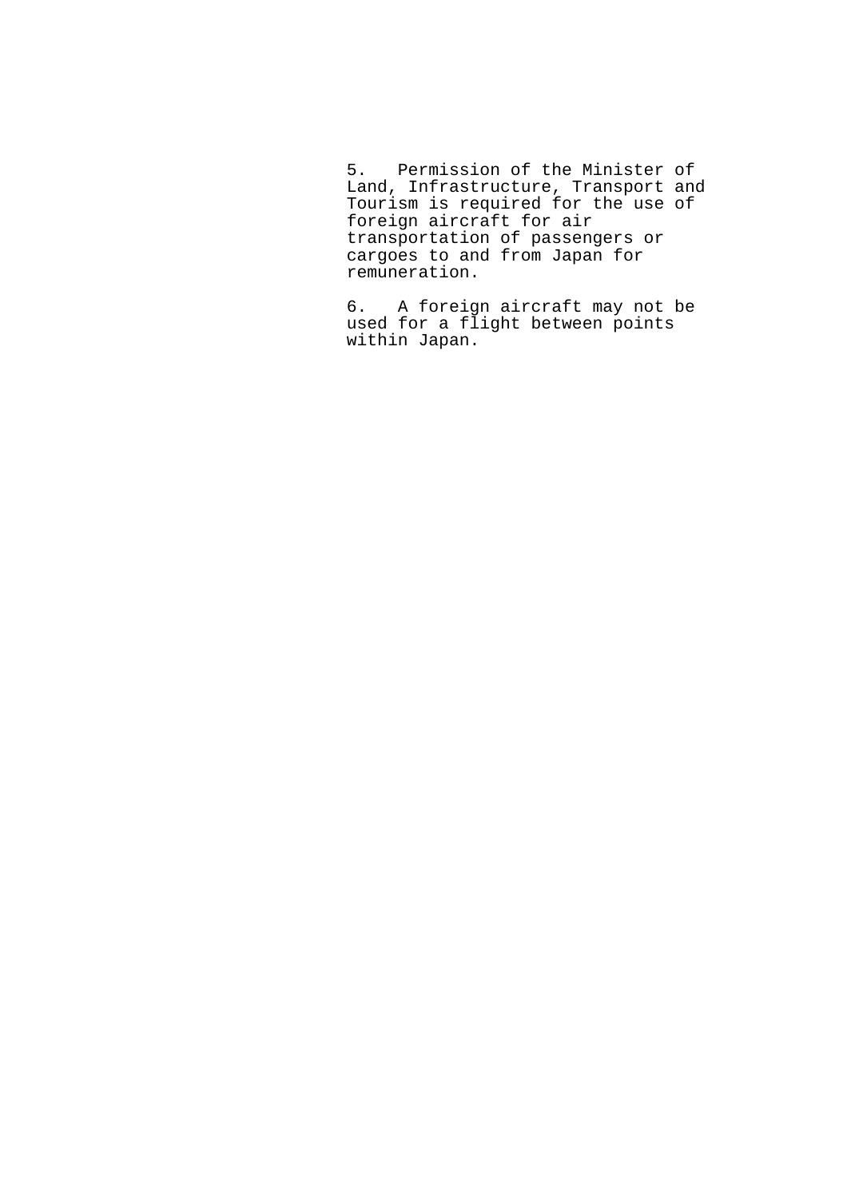5. Permission of the Minister of Land, Infrastructure, Transport and Tourism is required for the use of foreign aircraft for air transportation of passengers or cargoes to and from Japan for remuneration.

6. A foreign aircraft may not be used for a flight between points within Japan.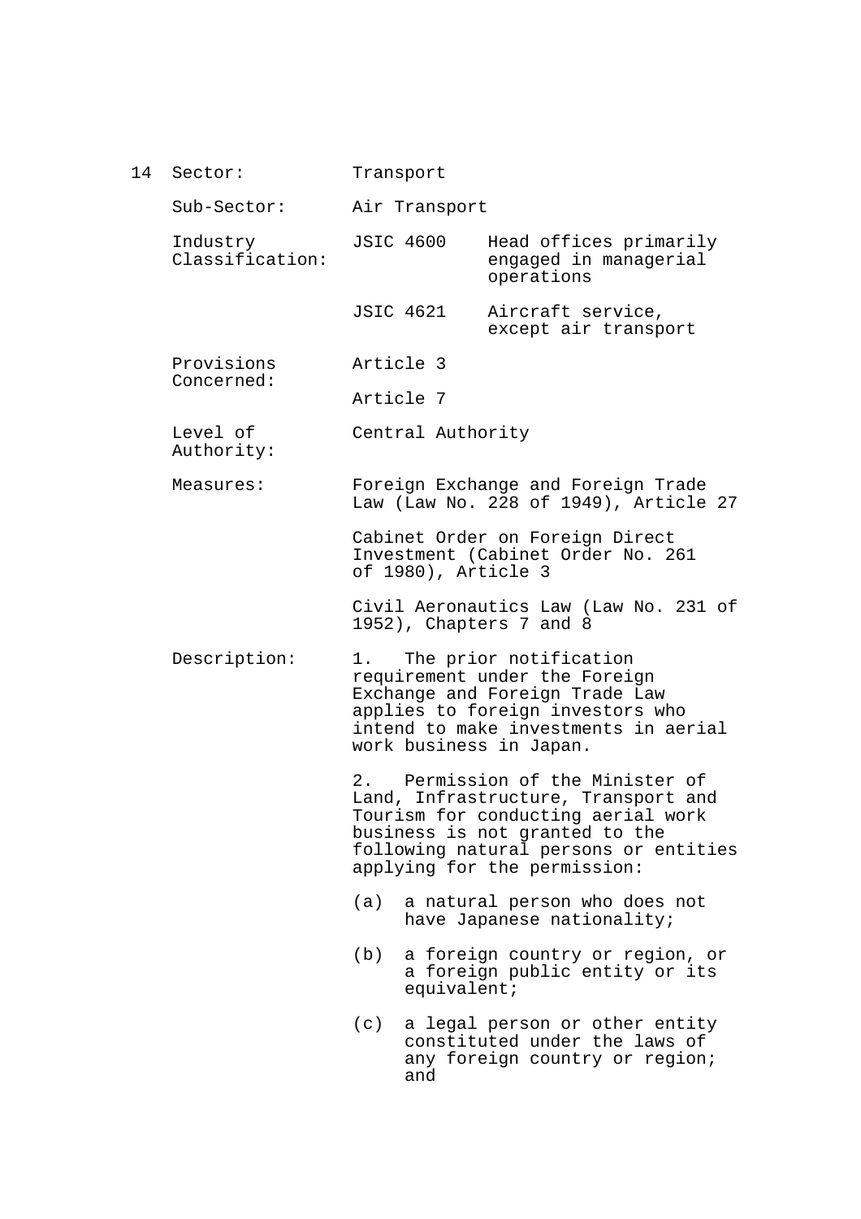14 Sector: Transport

Sub-Sector: Air Transport

Industry Classification:

| | |
|---|---|
| JSIC 4600 | Head offices primarily engaged in managerial operations |
| JSIC 4621 | Aircraft service, except air transport |

Provisions Concerned: Article 3

Article 7

Level of Authority: Central Authority

Measures: Foreign Exchange and Foreign Trade Law (Law No. 228 of 1949), Article 27

Cabinet Order on Foreign Direct Investment (Cabinet Order No. 261 of 1980), Article 3

Civil Aeronautics Law (Law No. 231 of 1952), Chapters 7 and 8

Description: 1. The prior notification requirement under the Foreign Exchange and Foreign Trade Law applies to foreign investors who intend to make investments in aerial work business in Japan.

2. Permission of the Minister of Land, Infrastructure, Transport and Tourism for conducting aerial work business is not granted to the following natural persons or entities applying for the permission:

(a) a natural person who does not have Japanese nationality;

(b) a foreign country or region, or a foreign public entity or its equivalent;

(c) a legal person or other entity constituted under the laws of any foreign country or region; and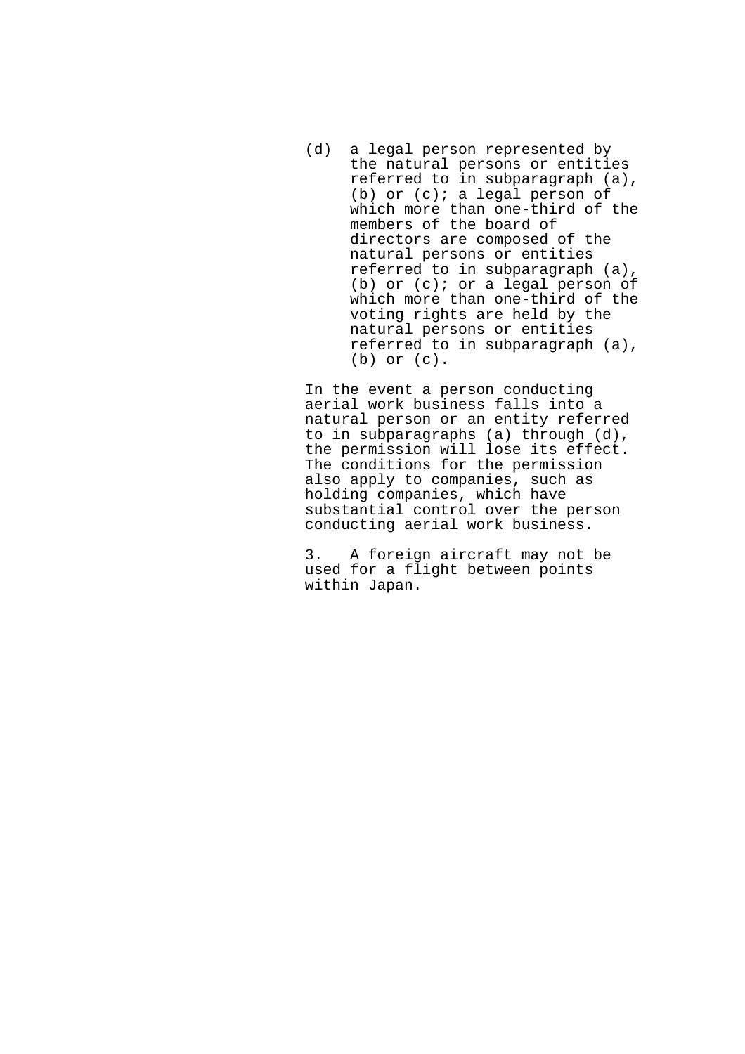(d) a legal person represented by the natural persons or entities referred to in subparagraph (a), (b) or (c); a legal person of which more than one-third of the members of the board of directors are composed of the natural persons or entities referred to in subparagraph (a), (b) or (c); or a legal person of which more than one-third of the voting rights are held by the natural persons or entities referred to in subparagraph (a), (b) or (c).

In the event a person conducting aerial work business falls into a natural person or an entity referred to in subparagraphs (a) through (d), the permission will lose its effect. The conditions for the permission also apply to companies, such as holding companies, which have substantial control over the person conducting aerial work business.

3. A foreign aircraft may not be used for a flight between points within Japan.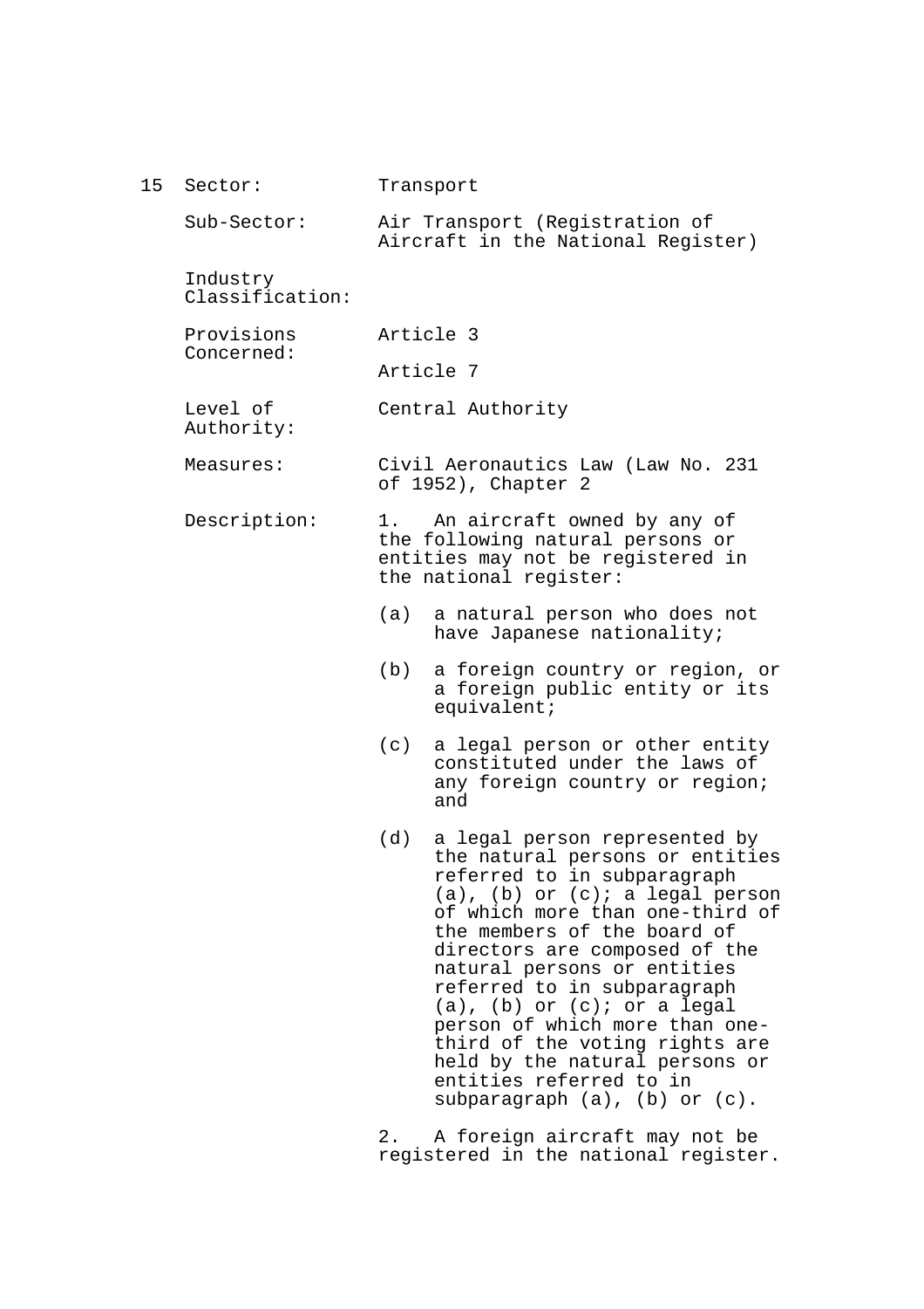| 15 | Sector: | Transport |
|---|---|---|
| | Sub-Sector: | Air Transport (Registration of Aircraft in the National Register) |
| | Industry Classification: | |
| | Provisions Concerned: | Article 3<br><br>Article 7 |
| | Level of Authority: | Central Authority |
| | Measures: | Civil Aeronautics Law (Law No. 231 of 1952), Chapter 2 |
| | Description: | 1. An aircraft owned by any of the following natural persons or entities may not be registered in the national register:<br><br>(a) a natural person who does not have Japanese nationality;<br><br>(b) a foreign country or region, or a foreign public entity or its equivalent;<br><br>(c) a legal person or other entity constituted under the laws of any foreign country or region; and<br><br>(d) a legal person represented by the natural persons or entities referred to in subparagraph (a), (b) or (c); a legal person of which more than one-third of the members of the board of directors are composed of the natural persons or entities referred to in subparagraph (a), (b) or (c); or a legal person of which more than one-third of the voting rights are held by the natural persons or entities referred to in subparagraph (a), (b) or (c).<br><br>2. A foreign aircraft may not be registered in the national register. |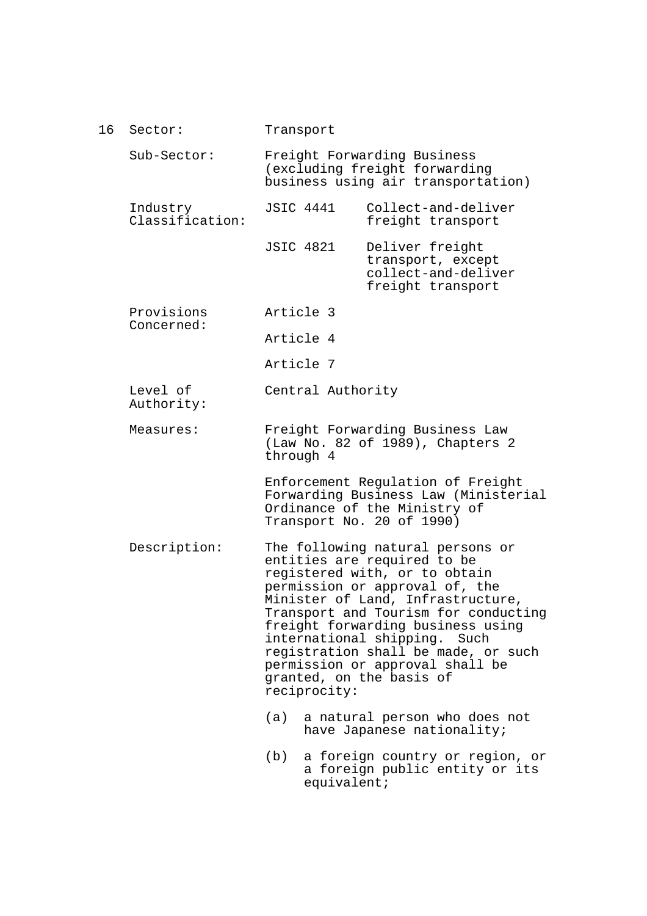16 Sector: Transport

| | | |
|---|---|---|
| Sub-Sector: | Freight Forwarding Business (excluding freight forwarding business using air transportation) | |
| Industry Classification: | JSIC 4441 | Collect-and-deliver freight transport |
| | JSIC 4821 | Deliver freight transport, except collect-and-deliver freight transport |
| Provisions Concerned: | Article 3 | |
| | Article 4 | |
| | Article 7 | |
| Level of Authority: | Central Authority | |
| Measures: | Freight Forwarding Business Law (Law No. 82 of 1989), Chapters 2 through 4 | |
| | Enforcement Regulation of Freight Forwarding Business Law (Ministerial Ordinance of the Ministry of Transport No. 20 of 1990) | |
| Description: | The following natural persons or entities are required to be registered with, or to obtain permission or approval of, the Minister of Land, Infrastructure, Transport and Tourism for conducting freight forwarding business using international shipping. Such registration shall be made, or such permission or approval shall be granted, on the basis of reciprocity: | |

(a) a natural person who does not have Japanese nationality;

(b) a foreign country or region, or a foreign public entity or its equivalent;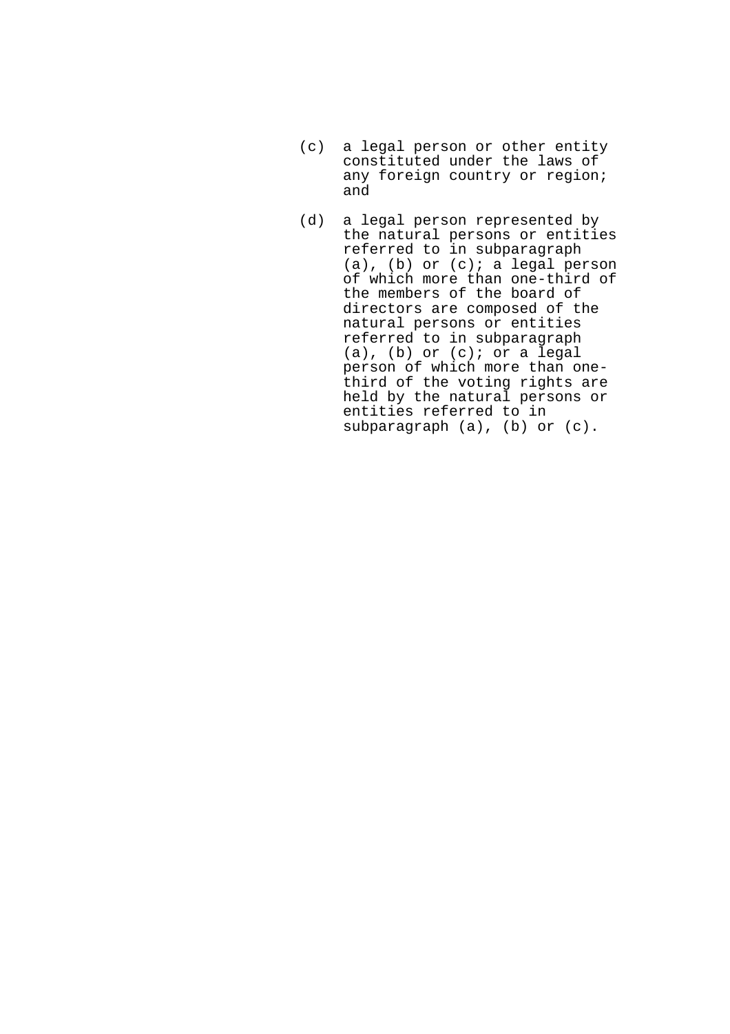(c) a legal person or other entity constituted under the laws of any foreign country or region; and

(d) a legal person represented by the natural persons or entities referred to in subparagraph (a), (b) or (c); a legal person of which more than one-third of the members of the board of directors are composed of the natural persons or entities referred to in subparagraph (a), (b) or (c); or a legal person of which more than one-third of the voting rights are held by the natural persons or entities referred to in subparagraph (a), (b) or (c).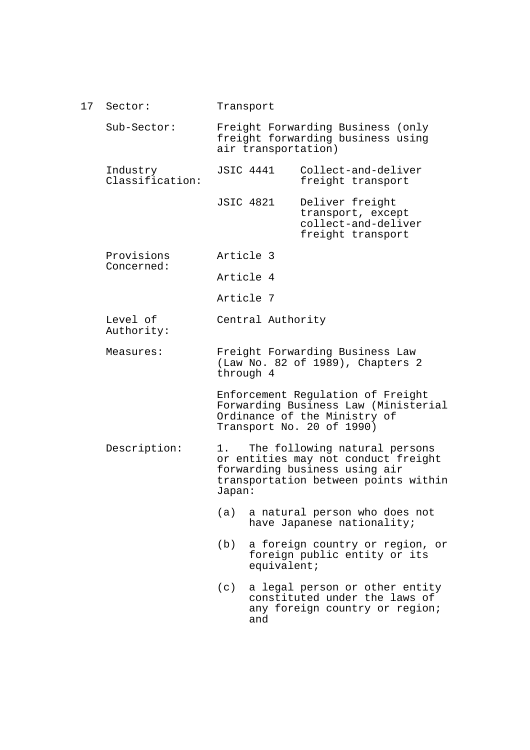17 Sector: Transport

| | | |
|---|---|---|
| Sub-Sector: | Freight Forwarding Business (only freight forwarding business using air transportation) | |
| Industry Classification: | JSIC 4441 | Collect-and-deliver freight transport |
| | JSIC 4821 | Deliver freight transport, except collect-and-deliver freight transport |
| Provisions Concerned: | Article 3 | |
| | Article 4 | |
| | Article 7 | |
| Level of Authority: | Central Authority | |
| Measures: | Freight Forwarding Business Law (Law No. 82 of 1989), Chapters 2 through 4 | |
| | Enforcement Regulation of Freight Forwarding Business Law (Ministerial Ordinance of the Ministry of Transport No. 20 of 1990) | |

Description:

1. The following natural persons or entities may not conduct freight forwarding business using air transportation between points within Japan:

   (a) a natural person who does not have Japanese nationality;

   (b) a foreign country or region, or foreign public entity or its equivalent;

   (c) a legal person or other entity constituted under the laws of any foreign country or region; and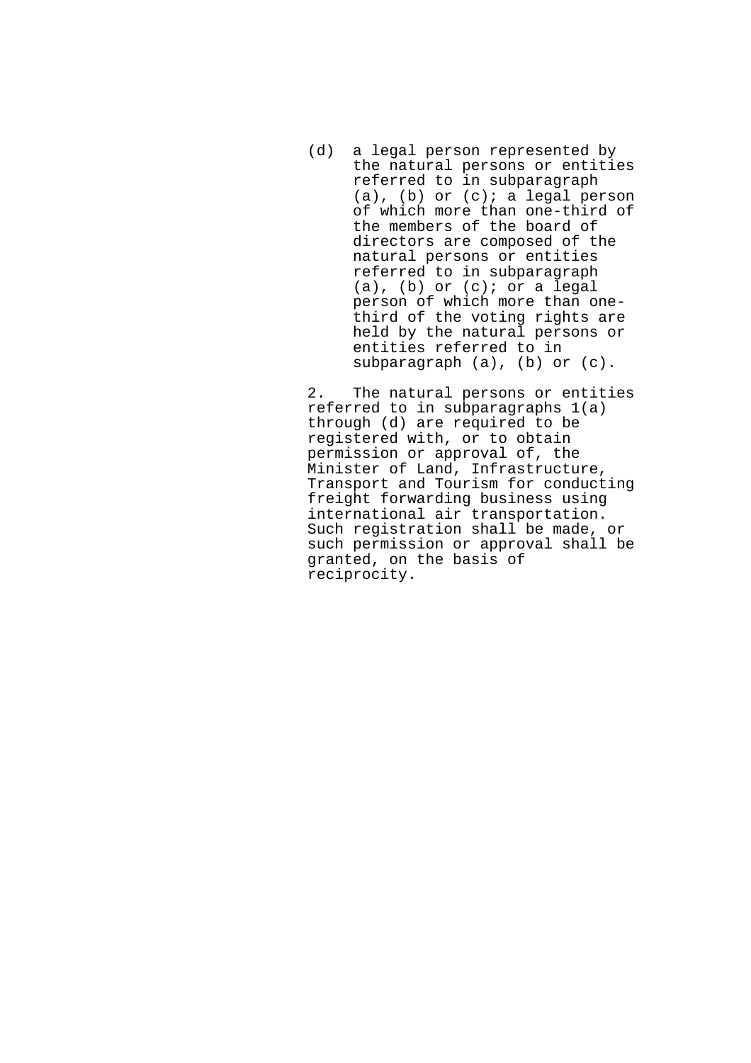(d) a legal person represented by the natural persons or entities referred to in subparagraph (a), (b) or (c); a legal person of which more than one-third of the members of the board of directors are composed of the natural persons or entities referred to in subparagraph (a), (b) or (c); or a legal person of which more than one-third of the voting rights are held by the natural persons or entities referred to in subparagraph (a), (b) or (c).

2. The natural persons or entities referred to in subparagraphs 1(a) through (d) are required to be registered with, or to obtain permission or approval of, the Minister of Land, Infrastructure, Transport and Tourism for conducting freight forwarding business using international air transportation. Such registration shall be made, or such permission or approval shall be granted, on the basis of reciprocity.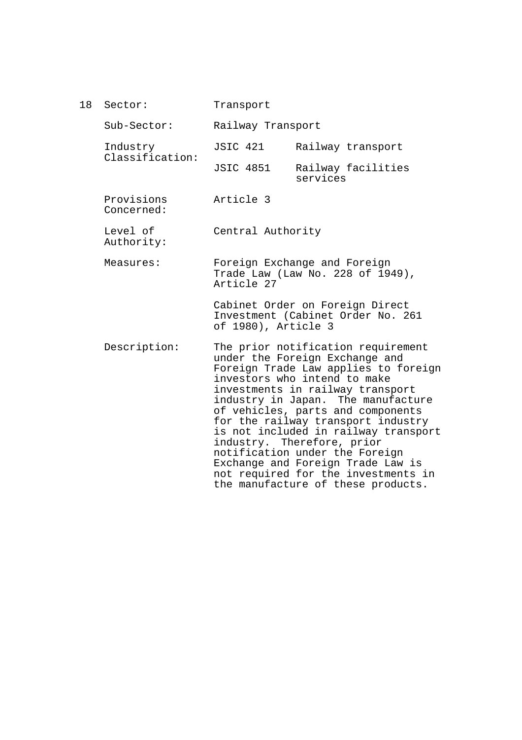| 18 | Sector: | Transport | |
|---|---|---|---|
| | Sub-Sector: | Railway Transport | |
| | Industry Classification: | JSIC 421 | Railway transport |
| | | JSIC 4851 | Railway facilities services |
| | Provisions Concerned: | Article 3 | |
| | Level of Authority: | Central Authority | |
| | Measures: | Foreign Exchange and Foreign Trade Law (Law No. 228 of 1949), Article 27<br><br>Cabinet Order on Foreign Direct Investment (Cabinet Order No. 261 of 1980), Article 3 | |
| | Description: | The prior notification requirement under the Foreign Exchange and Foreign Trade Law applies to foreign investors who intend to make investments in railway transport industry in Japan. The manufacture of vehicles, parts and components for the railway transport industry is not included in railway transport industry. Therefore, prior notification under the Foreign Exchange and Foreign Trade Law is not required for the investments in the manufacture of these products. | |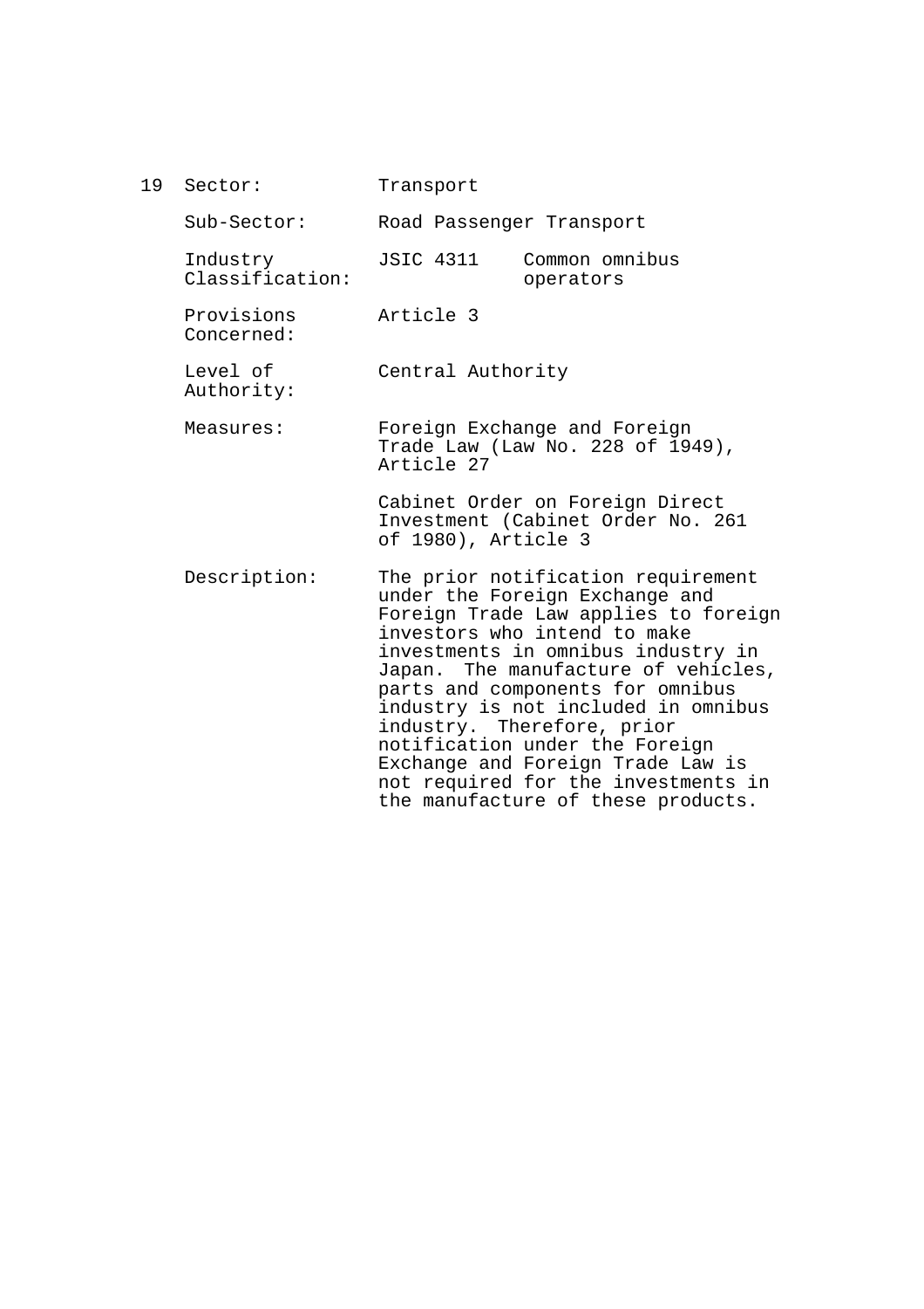19 Sector: Transport

Sub-Sector: Road Passenger Transport

Industry Classification: JSIC 4311 Common omnibus operators

Provisions Concerned: Article 3

Level of Authority: Central Authority

Measures: Foreign Exchange and Foreign Trade Law (Law No. 228 of 1949), Article 27

Cabinet Order on Foreign Direct Investment (Cabinet Order No. 261 of 1980), Article 3

Description: The prior notification requirement under the Foreign Exchange and Foreign Trade Law applies to foreign investors who intend to make investments in omnibus industry in Japan. The manufacture of vehicles, parts and components for omnibus industry is not included in omnibus industry. Therefore, prior notification under the Foreign Exchange and Foreign Trade Law is not required for the investments in the manufacture of these products.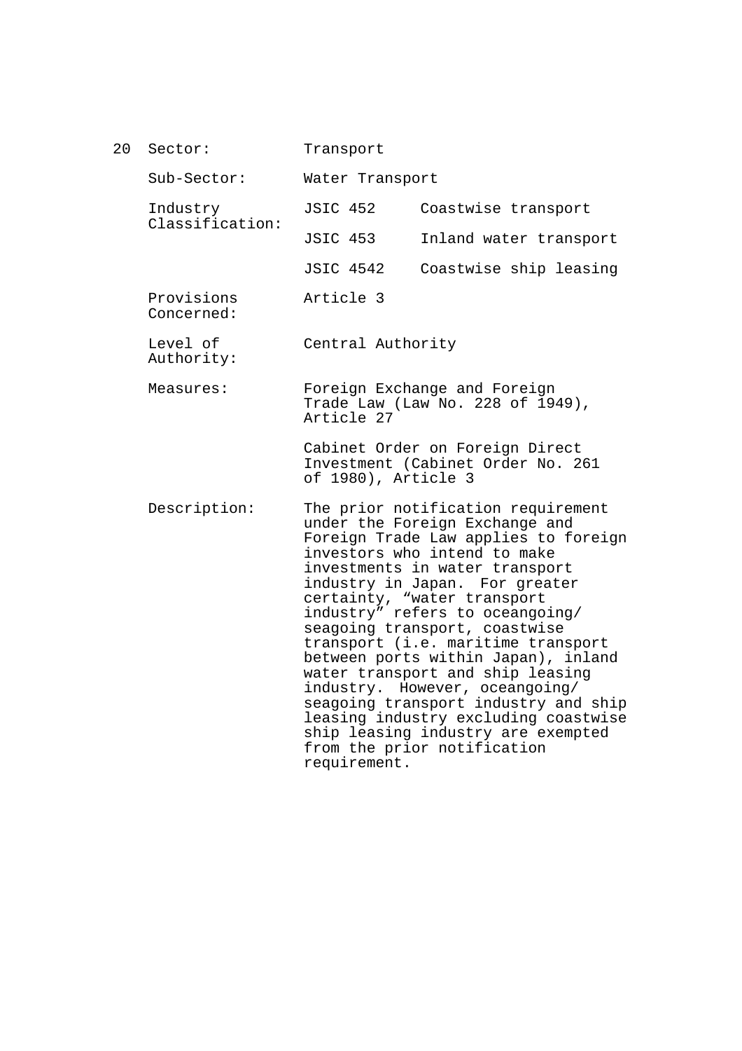20 Sector: Transport

Sub-Sector: Water Transport

Industry Classification:

| | |
|---|---|
| JSIC 452 | Coastwise transport |
| JSIC 453 | Inland water transport |
| JSIC 4542 | Coastwise ship leasing |

Provisions Concerned: Article 3

Level of Authority: Central Authority

Measures: Foreign Exchange and Foreign Trade Law (Law No. 228 of 1949), Article 27

Cabinet Order on Foreign Direct Investment (Cabinet Order No. 261 of 1980), Article 3

Description: The prior notification requirement under the Foreign Exchange and Foreign Trade Law applies to foreign investors who intend to make investments in water transport industry in Japan. For greater certainty, "water transport industry" refers to oceangoing/ seagoing transport, coastwise transport (i.e. maritime transport between ports within Japan), inland water transport and ship leasing industry. However, oceangoing/ seagoing transport industry and ship leasing industry excluding coastwise ship leasing industry are exempted from the prior notification requirement.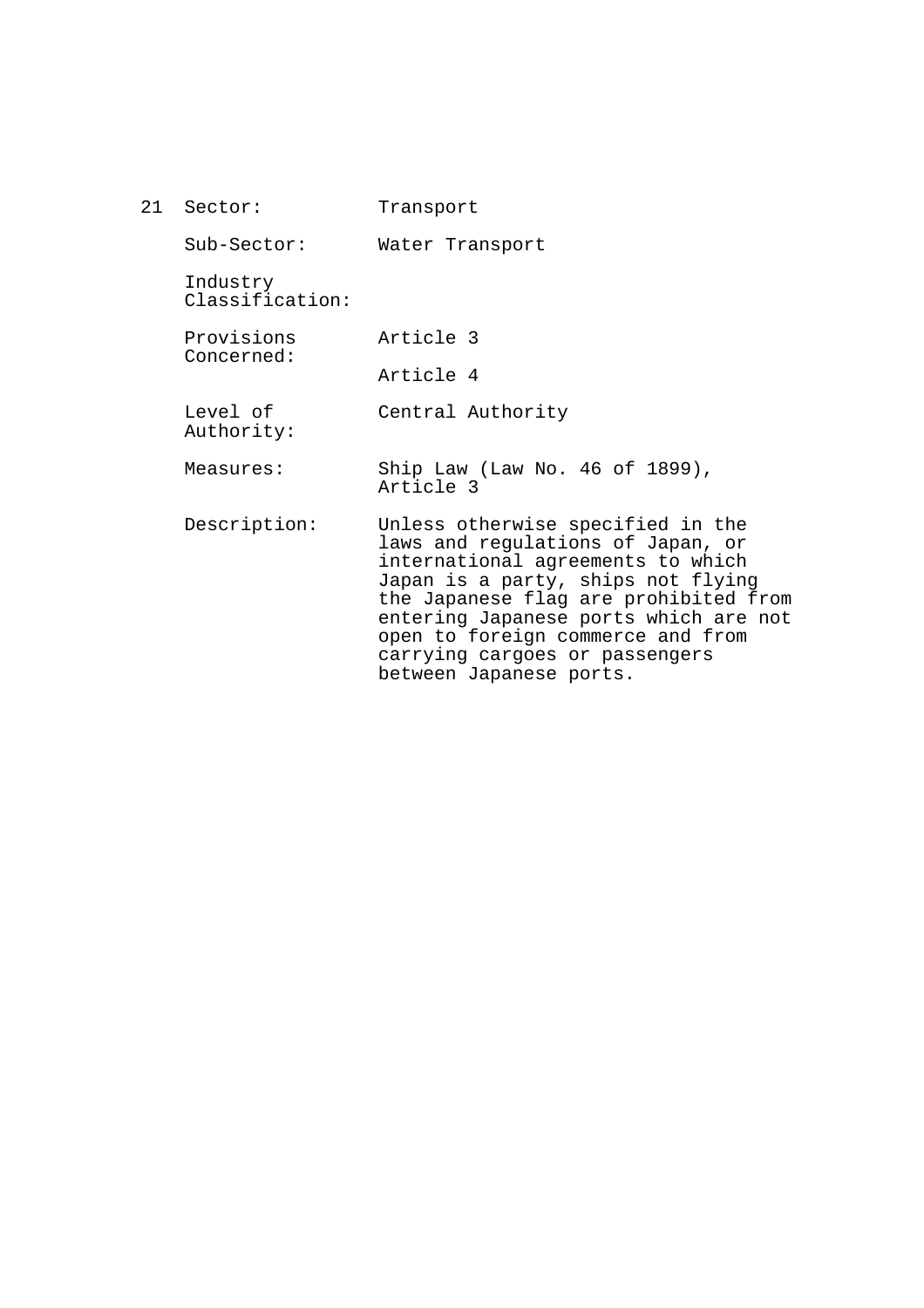| 21 | Sector: | Transport |
|---|---|---|
| | Sub-Sector: | Water Transport |
| | Industry Classification: | |
| | Provisions Concerned: | Article 3<br><br>Article 4 |
| | Level of Authority: | Central Authority |
| | Measures: | Ship Law (Law No. 46 of 1899), Article 3 |
| | Description: | Unless otherwise specified in the laws and regulations of Japan, or international agreements to which Japan is a party, ships not flying the Japanese flag are prohibited from entering Japanese ports which are not open to foreign commerce and from carrying cargoes or passengers between Japanese ports. |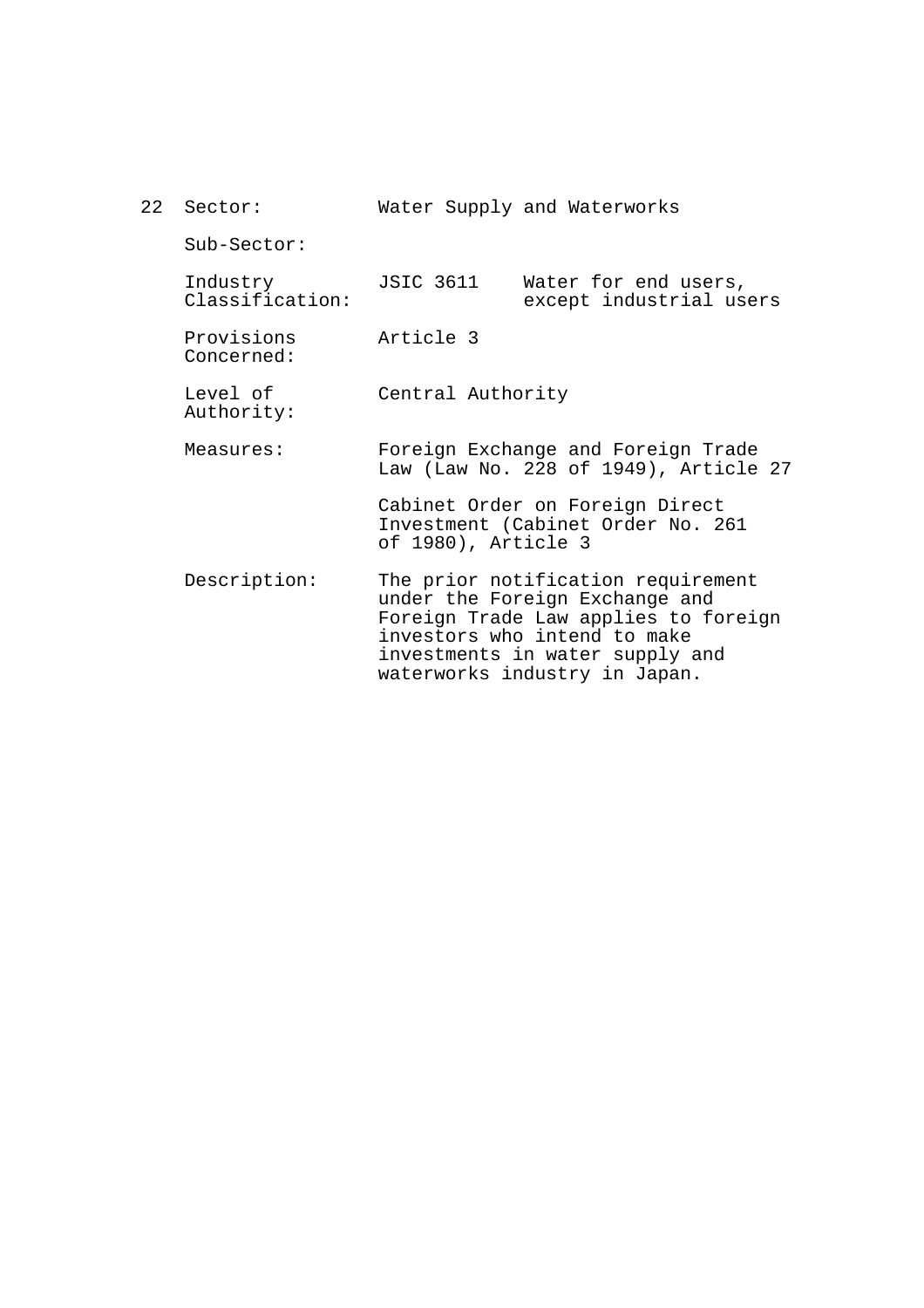22 Sector: Water Supply and Waterworks

Sub-Sector:

Industry Classification: JSIC 3611 Water for end users, except industrial users

Provisions Concerned: Article 3

Level of Authority: Central Authority

Measures: Foreign Exchange and Foreign Trade Law (Law No. 228 of 1949), Article 27

Cabinet Order on Foreign Direct Investment (Cabinet Order No. 261 of 1980), Article 3

Description: The prior notification requirement under the Foreign Exchange and Foreign Trade Law applies to foreign investors who intend to make investments in water supply and waterworks industry in Japan.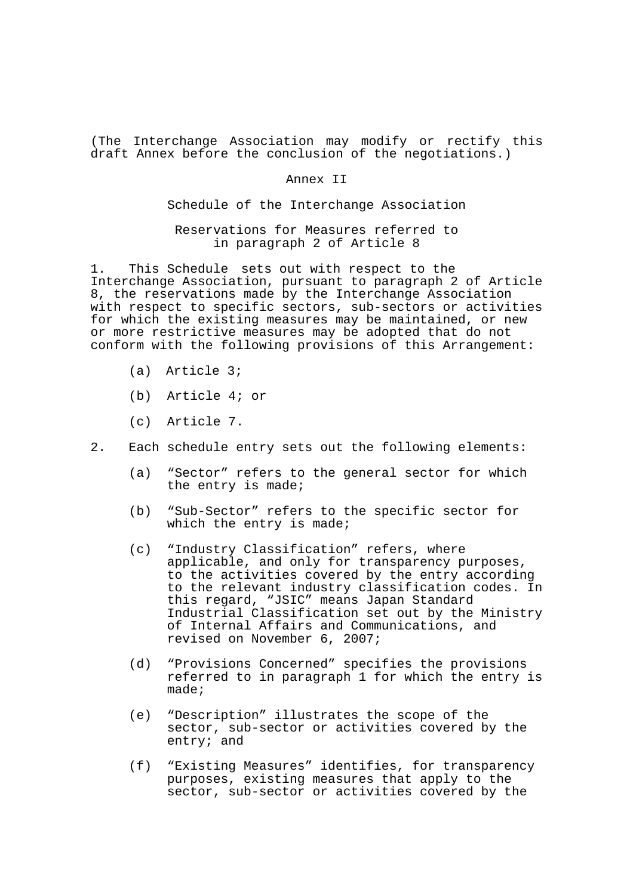(The Interchange Association may modify or rectify this draft Annex before the conclusion of the negotiations.)

# Annex II

## Schedule of the Interchange Association

### Reservations for Measures referred to in paragraph 2 of Article 8

1. This Schedule sets out with respect to the Interchange Association, pursuant to paragraph 2 of Article 8, the reservations made by the Interchange Association with respect to specific sectors, sub-sectors or activities for which the existing measures may be maintained, or new or more restrictive measures may be adopted that do not conform with the following provisions of this Arrangement:

   (a) Article 3;

   (b) Article 4; or

   (c) Article 7.

2. Each schedule entry sets out the following elements:

   (a) “Sector” refers to the general sector for which the entry is made;

   (b) “Sub-Sector” refers to the specific sector for which the entry is made;

   (c) “Industry Classification” refers, where applicable, and only for transparency purposes, to the activities covered by the entry according to the relevant industry classification codes. In this regard, “JSIC” means Japan Standard Industrial Classification set out by the Ministry of Internal Affairs and Communications, and revised on November 6, 2007;

   (d) “Provisions Concerned” specifies the provisions referred to in paragraph 1 for which the entry is made;

   (e) “Description” illustrates the scope of the sector, sub-sector or activities covered by the entry; and

   (f) “Existing Measures” identifies, for transparency purposes, existing measures that apply to the sector, sub-sector or activities covered by the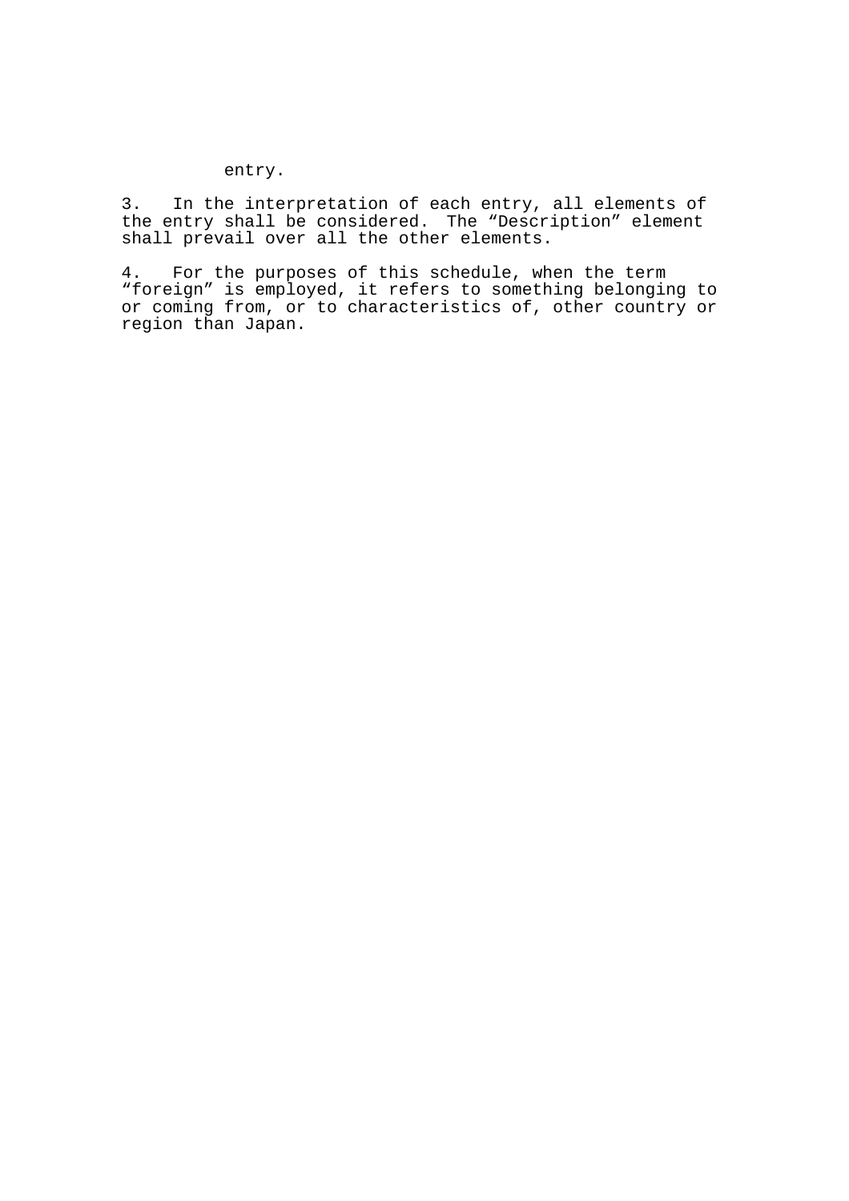entry.

3. In the interpretation of each entry, all elements of the entry shall be considered. The “Description” element shall prevail over all the other elements.

4. For the purposes of this schedule, when the term “foreign” is employed, it refers to something belonging to or coming from, or to characteristics of, other country or region than Japan.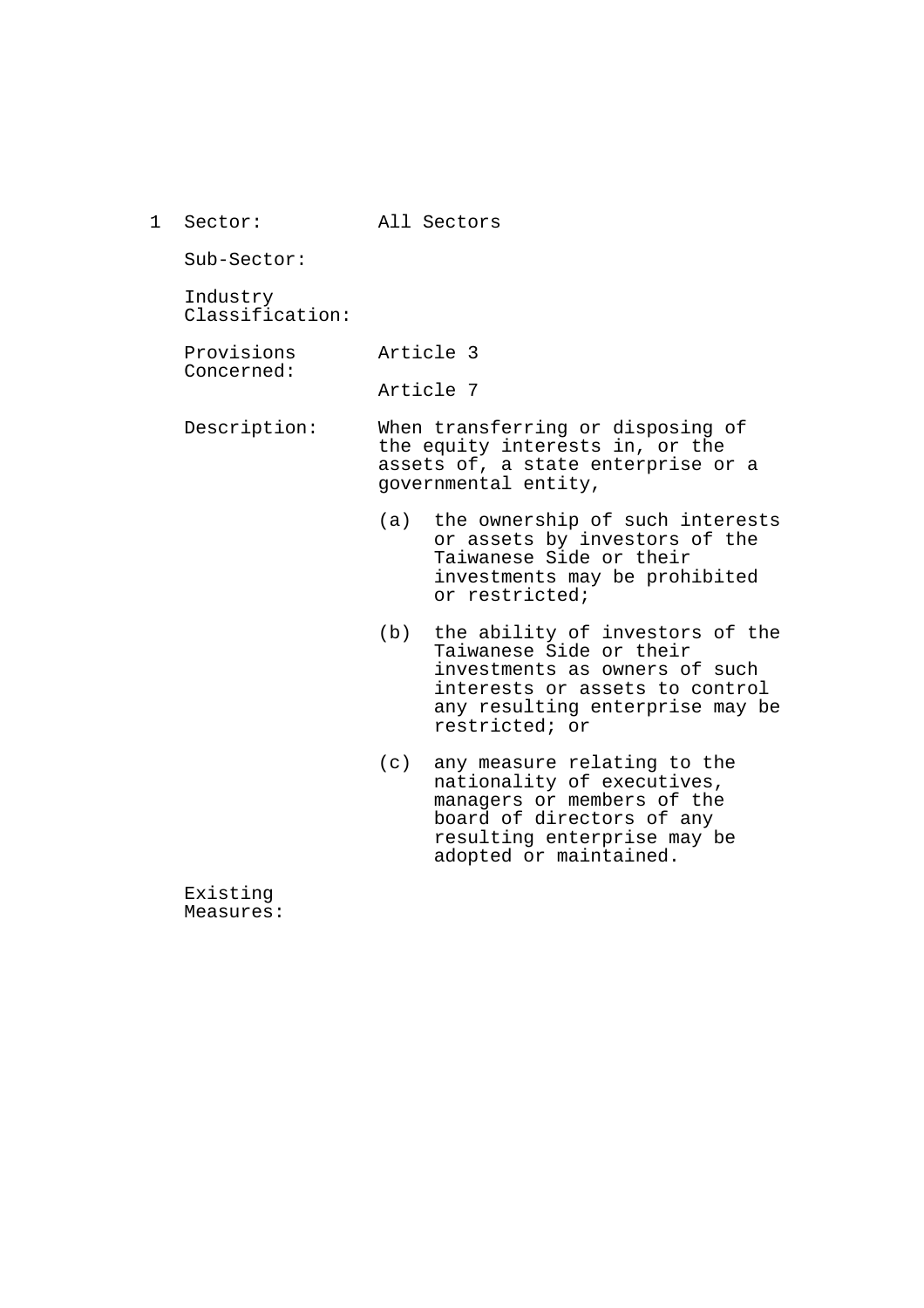| 1 | Sector: | All Sectors |
|---|---|---|
| | Sub-Sector: | |
| | Industry Classification: | |
| | Provisions Concerned: | Article 3<br><br>Article 7 |
| | Description: | When transferring or disposing of the equity interests in, or the assets of, a state enterprise or a governmental entity,<br><br>(a) the ownership of such interests or assets by investors of the Taiwanese Side or their investments may be prohibited or restricted;<br><br>(b) the ability of investors of the Taiwanese Side or their investments as owners of such interests or assets to control any resulting enterprise may be restricted; or<br><br>(c) any measure relating to the nationality of executives, managers or members of the board of directors of any resulting enterprise may be adopted or maintained. |
| | Existing Measures: | |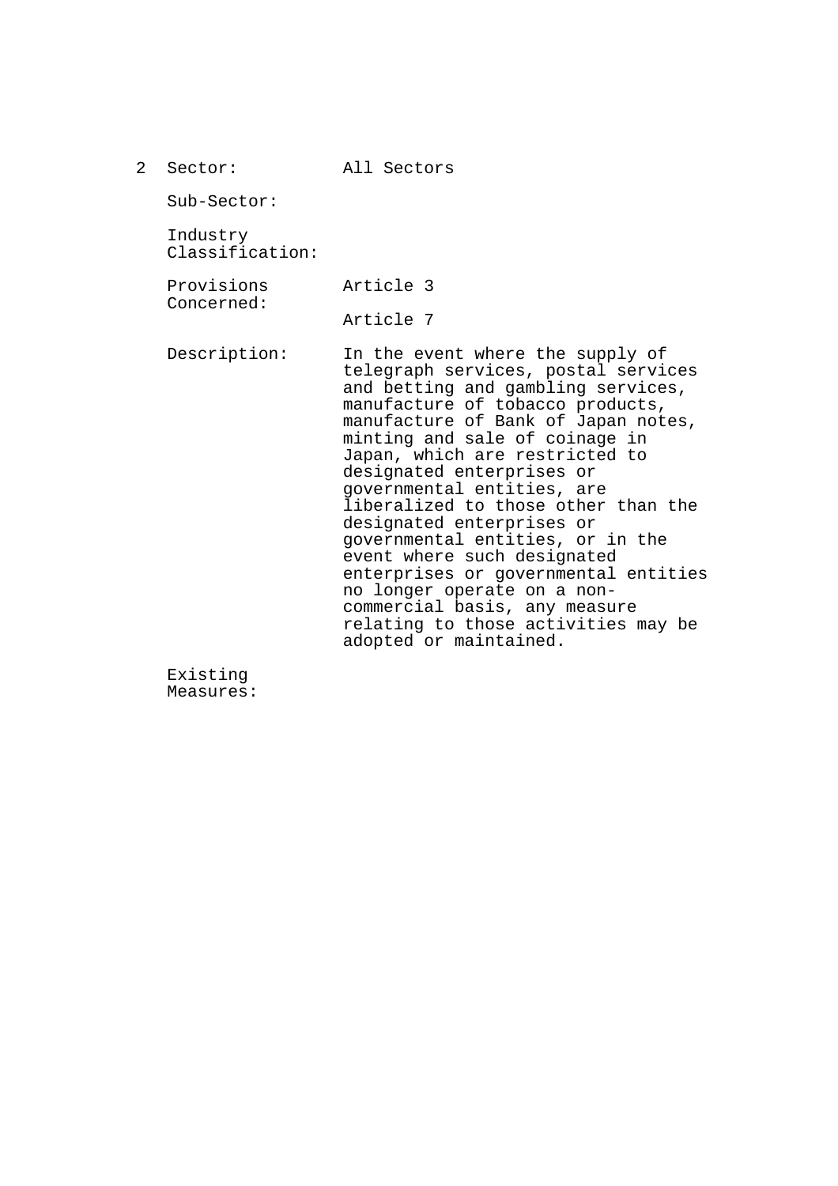| 2 | | |
|---|---|---|
| | Sector: | All Sectors |
| | Sub-Sector: | |
| | Industry Classification: | |
| | Provisions Concerned: | Article 3<br><br>Article 7 |
| | Description: | In the event where the supply of telegraph services, postal services and betting and gambling services, manufacture of tobacco products, manufacture of Bank of Japan notes, minting and sale of coinage in Japan, which are restricted to designated enterprises or governmental entities, are liberalized to those other than the designated enterprises or governmental entities, or in the event where such designated enterprises or governmental entities no longer operate on a non-commercial basis, any measure relating to those activities may be adopted or maintained. |
| | Existing Measures: | |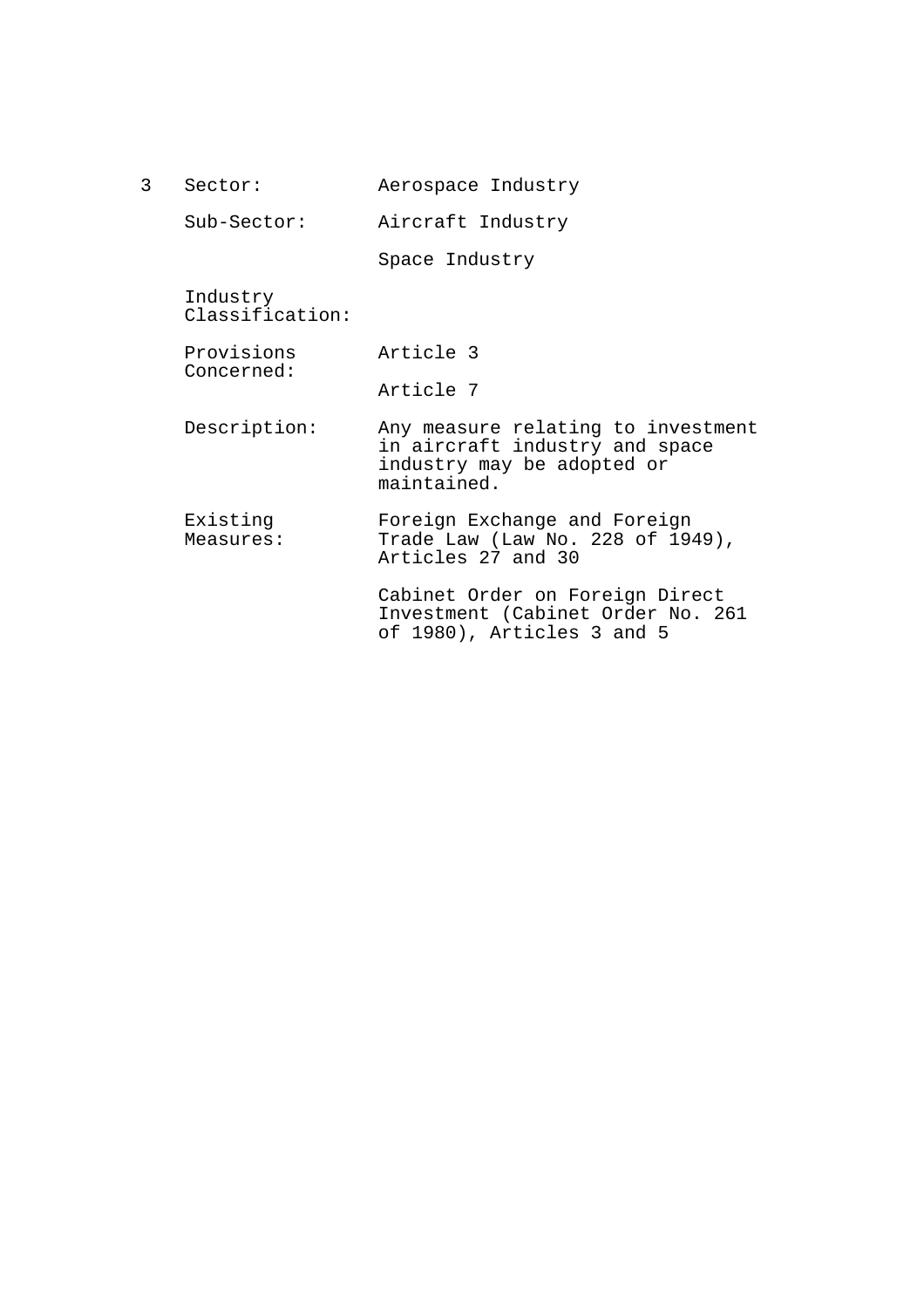3 Sector: Aerospace Industry

Sub-Sector: Aircraft Industry

Space Industry

Industry Classification:

Provisions Concerned: Article 3

Article 7

Description: Any measure relating to investment in aircraft industry and space industry may be adopted or maintained.

Existing Measures: Foreign Exchange and Foreign Trade Law (Law No. 228 of 1949), Articles 27 and 30

Cabinet Order on Foreign Direct Investment (Cabinet Order No. 261 of 1980), Articles 3 and 5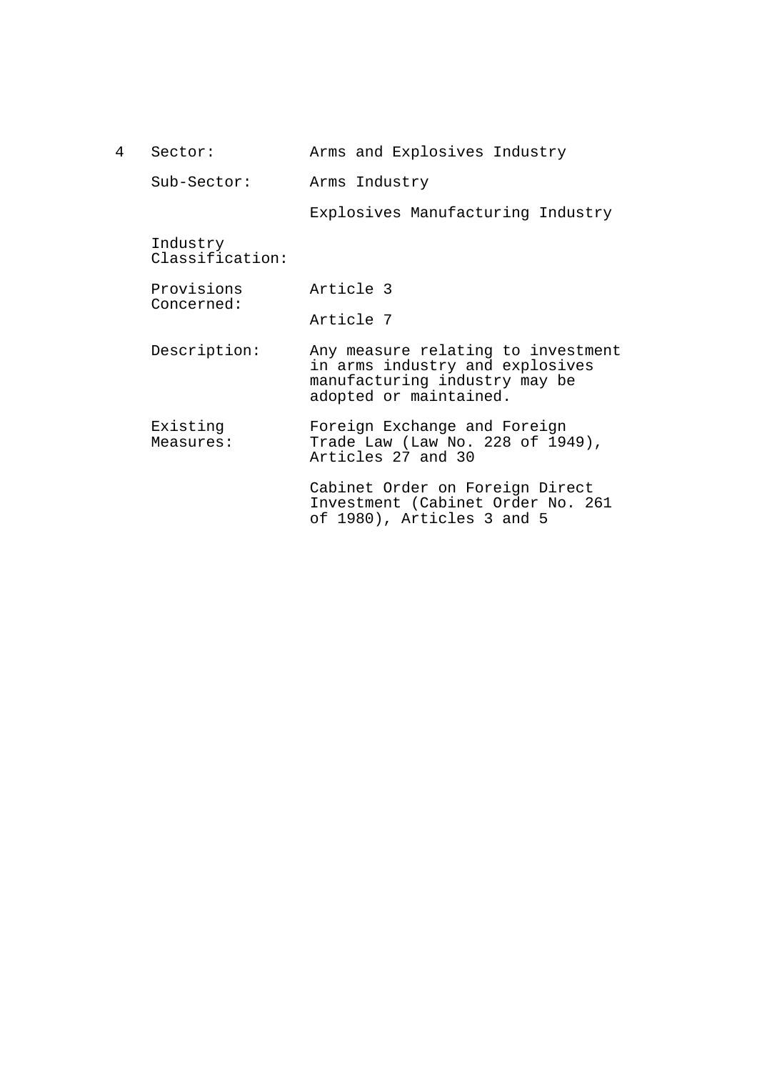| 4 | Sector: | Arms and Explosives Industry |
|---|---|---|
| | Sub-Sector: | Arms Industry<br><br>Explosives Manufacturing Industry |
| | Industry Classification: | |
| | Provisions Concerned: | Article 3<br><br>Article 7 |
| | Description: | Any measure relating to investment in arms industry and explosives manufacturing industry may be adopted or maintained. |
| | Existing Measures: | Foreign Exchange and Foreign Trade Law (Law No. 228 of 1949), Articles 27 and 30<br><br>Cabinet Order on Foreign Direct Investment (Cabinet Order No. 261 of 1980), Articles 3 and 5 |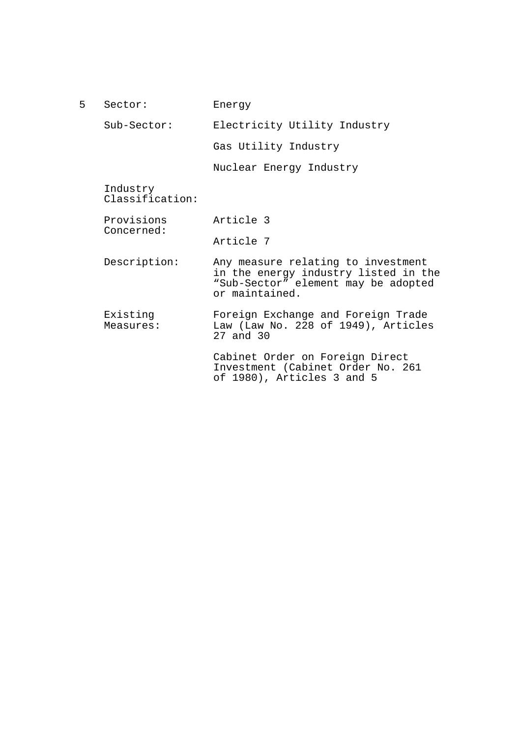5 | Sector: | Energy
---|---|---
 | Sub-Sector: | Electricity Utility Industry
 | | Gas Utility Industry
 | | Nuclear Energy Industry
 | Industry Classification: |
 | Provisions Concerned: | Article 3
 | | Article 7
 | Description: | Any measure relating to investment in the energy industry listed in the “Sub-Sector” element may be adopted or maintained.
 | Existing Measures: | Foreign Exchange and Foreign Trade Law (Law No. 228 of 1949), Articles 27 and 30
 | | Cabinet Order on Foreign Direct Investment (Cabinet Order No. 261 of 1980), Articles 3 and 5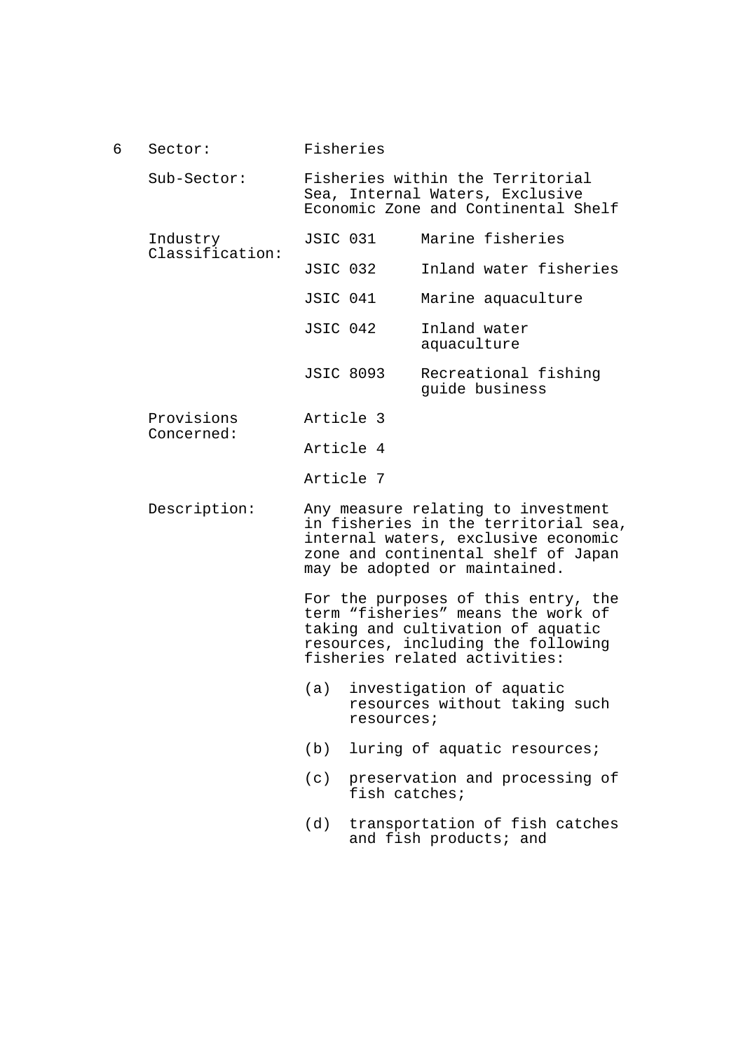6 Sector: Fisheries

Sub-Sector: Fisheries within the Territorial Sea, Internal Waters, Exclusive Economic Zone and Continental Shelf

Industry Classification:

| | |
|---|---|
| JSIC 031 | Marine fisheries |
| JSIC 032 | Inland water fisheries |
| JSIC 041 | Marine aquaculture |
| JSIC 042 | Inland water aquaculture |
| JSIC 8093 | Recreational fishing guide business |

Provisions Concerned:

Article 3

Article 4

Article 7

Description:

Any measure relating to investment in fisheries in the territorial sea, internal waters, exclusive economic zone and continental shelf of Japan may be adopted or maintained.

For the purposes of this entry, the term “fisheries” means the work of taking and cultivation of aquatic resources, including the following fisheries related activities:

(a) investigation of aquatic resources without taking such resources;

(b) luring of aquatic resources;

(c) preservation and processing of fish catches;

(d) transportation of fish catches and fish products; and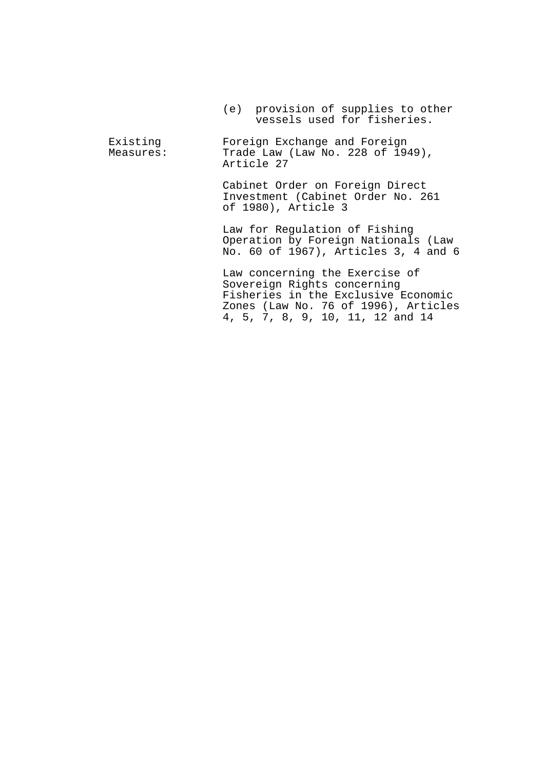(e) provision of supplies to other vessels used for fisheries.

| | |
|---|---|
| Existing Measures: | Foreign Exchange and Foreign Trade Law (Law No. 228 of 1949), Article 27 |
| | Cabinet Order on Foreign Direct Investment (Cabinet Order No. 261 of 1980), Article 3 |
| | Law for Regulation of Fishing Operation by Foreign Nationals (Law No. 60 of 1967), Articles 3, 4 and 6 |
| | Law concerning the Exercise of Sovereign Rights concerning Fisheries in the Exclusive Economic Zones (Law No. 76 of 1996), Articles 4, 5, 7, 8, 9, 10, 11, 12 and 14 |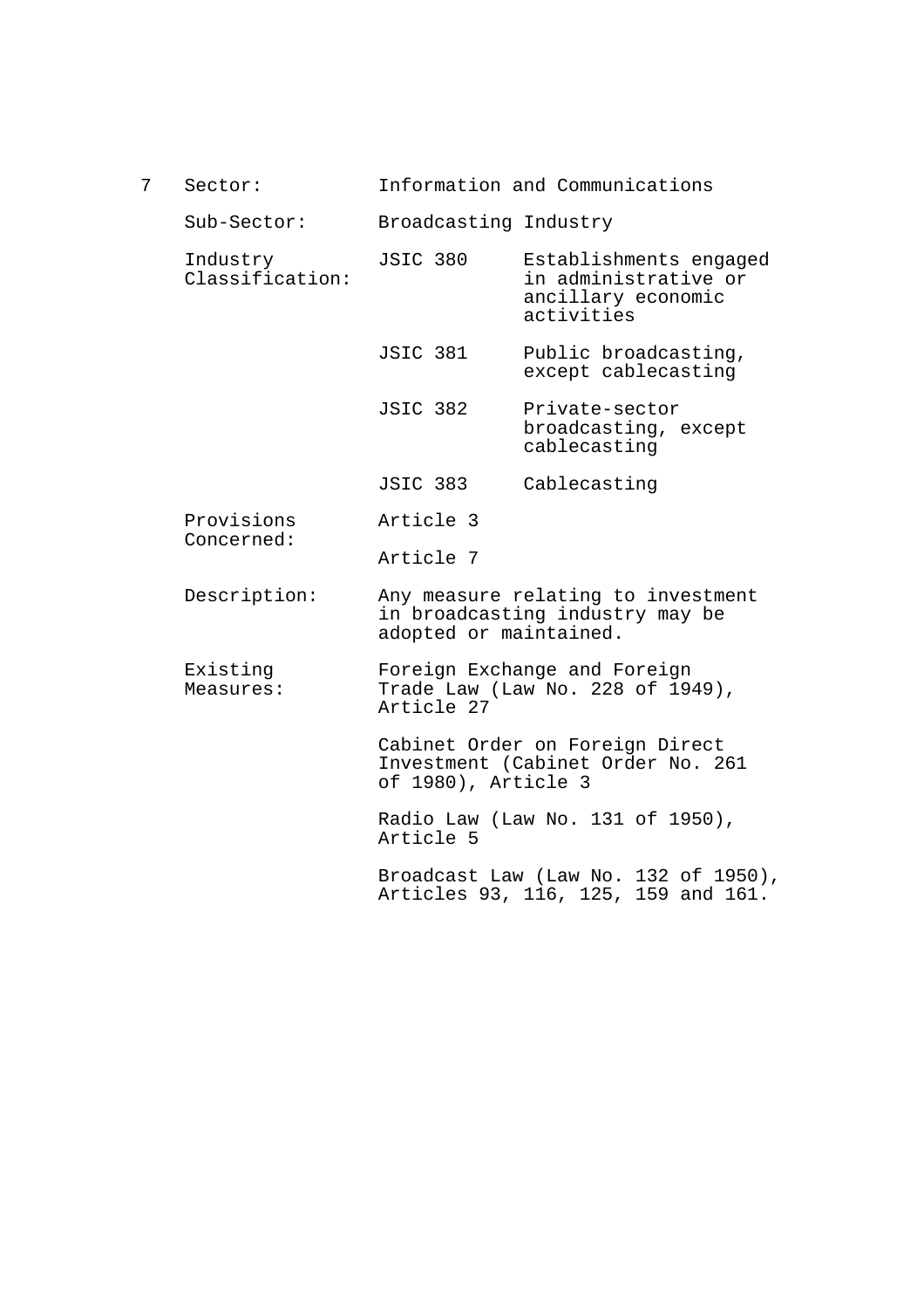7 Sector: Information and Communications

Sub-Sector: Broadcasting Industry

Industry Classification:

| | | |
|---|---|---|
| JSIC 380 | Establishments engaged in administrative or ancillary economic activities |
| JSIC 381 | Public broadcasting, except cablecasting |
| JSIC 382 | Private-sector broadcasting, except cablecasting |
| JSIC 383 | Cablecasting |

Provisions Concerned:

Article 3

Article 7

Description:

Any measure relating to investment in broadcasting industry may be adopted or maintained.

Existing Measures:

Foreign Exchange and Foreign Trade Law (Law No. 228 of 1949), Article 27

Cabinet Order on Foreign Direct Investment (Cabinet Order No. 261 of 1980), Article 3

Radio Law (Law No. 131 of 1950), Article 5

Broadcast Law (Law No. 132 of 1950), Articles 93, 116, 125, 159 and 161.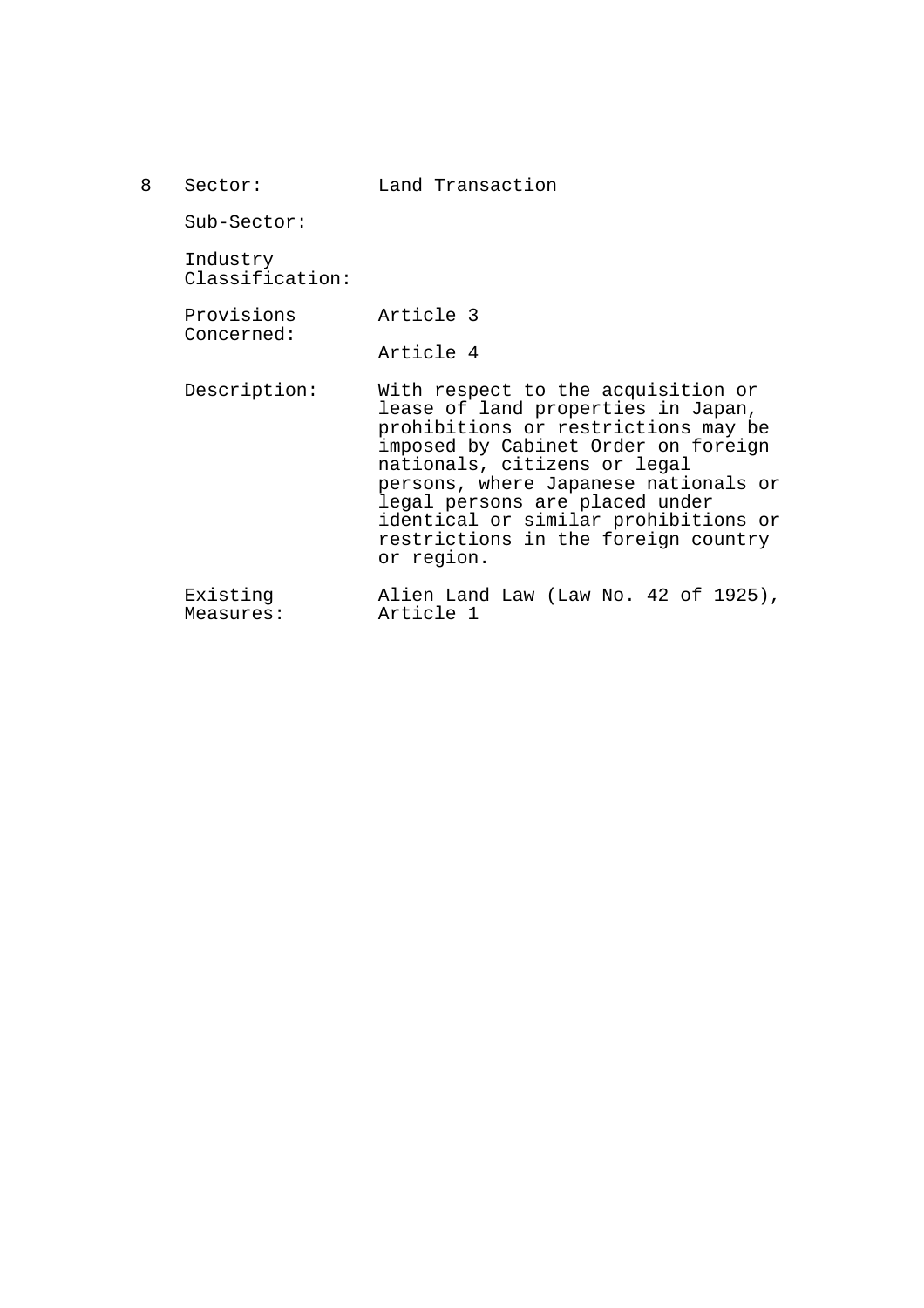8

| | |
|---|---|
| Sector: | Land Transaction |
| Sub-Sector: | |
| Industry Classification: | |
| Provisions Concerned: | Article 3<br><br>Article 4 |
| Description: | With respect to the acquisition or lease of land properties in Japan, prohibitions or restrictions may be imposed by Cabinet Order on foreign nationals, citizens or legal persons, where Japanese nationals or legal persons are placed under identical or similar prohibitions or restrictions in the foreign country or region. |
| Existing Measures: | Alien Land Law (Law No. 42 of 1925), Article 1 |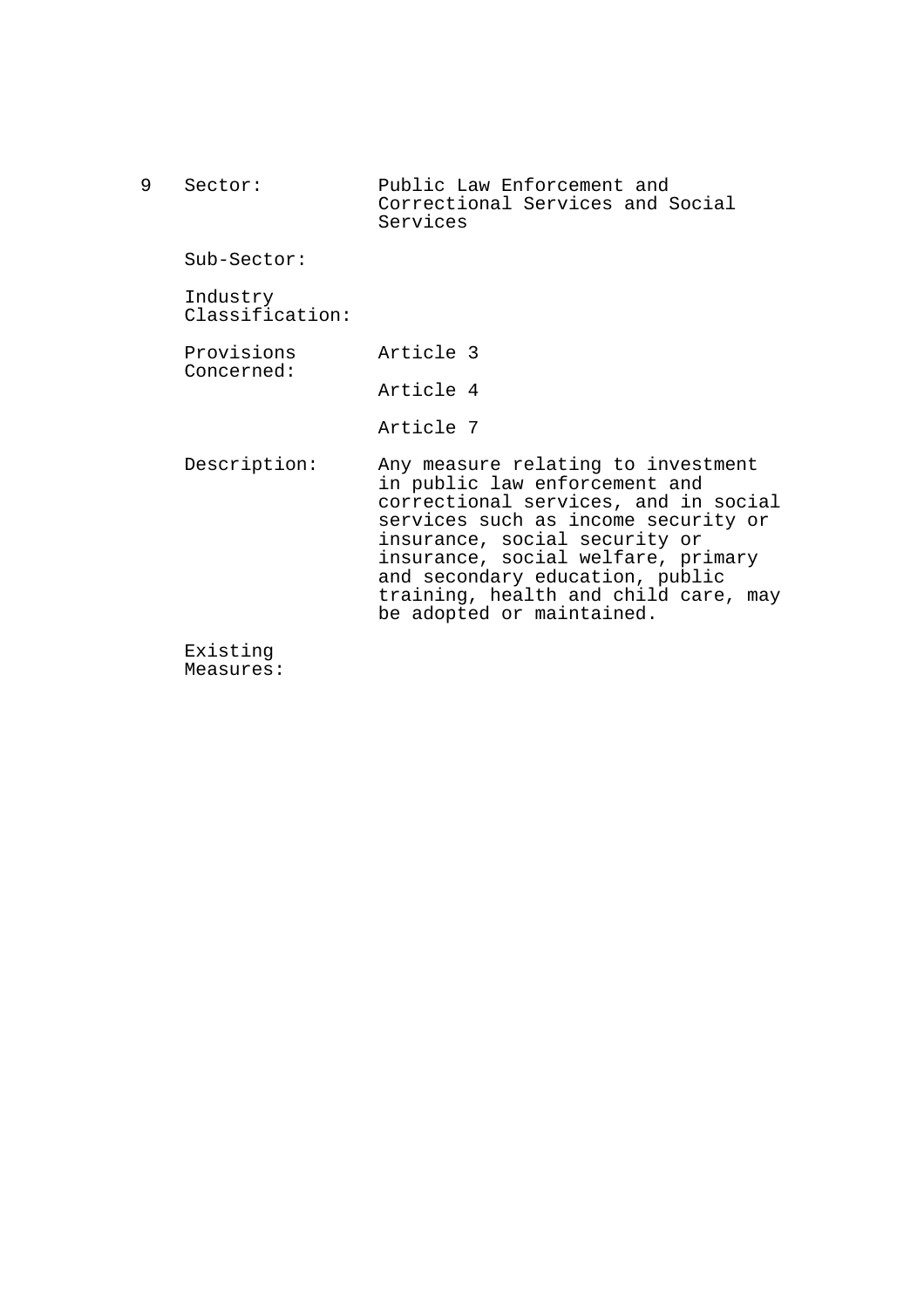9 Sector: Public Law Enforcement and Correctional Services and Social Services

Sub-Sector:

Industry Classification:

Provisions Concerned: Article 3

Article 4

Article 7

Description: Any measure relating to investment in public law enforcement and correctional services, and in social services such as income security or insurance, social security or insurance, social welfare, primary and secondary education, public training, health and child care, may be adopted or maintained.

Existing Measures: